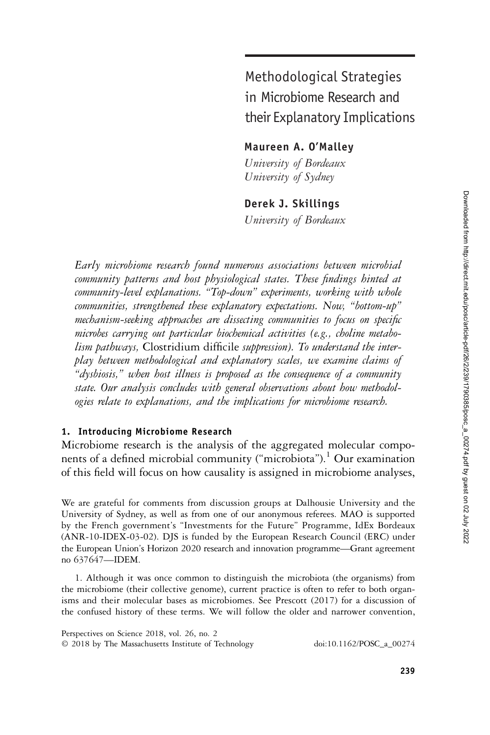# Methodological Strategies in Microbiome Research and their Explanatory Implications

**Maureen A. O'Malley**

*University of Bordeaux*
*University of Sydney*

**Derek J. Skillings**

*University of Bordeaux*

*Early microbiome research found numerous associations between microbial community patterns and host physiological states. These findings hinted at community-level explanations. "Top-down" experiments, working with whole communities, strengthened these explanatory expectations. Now, "bottom-up" mechanism-seeking approaches are dissecting communities to focus on specific microbes carrying out particular biochemical activities (e.g., choline metabolism pathways,* Clostridium difficile *suppression). To understand the interplay between methodological and explanatory scales, we examine claims of "dysbiosis," when host illness is proposed as the consequence of a community state. Our analysis concludes with general observations about how methodologies relate to explanations, and the implications for microbiome research.*

## 1. Introducing Microbiome Research

Microbiome research is the analysis of the aggregated molecular components of a defined microbial community ("microbiota").[1] Our examination of this field will focus on how causality is assigned in microbiome analyses,

We are grateful for comments from discussion groups at Dalhousie University and the University of Sydney, as well as from one of our anonymous referees. MAO is supported by the French government's "Investments for the Future" Programme, IdEx Bordeaux (ANR-10-IDEX-03-02). DJS is funded by the European Research Council (ERC) under the European Union's Horizon 2020 research and innovation programme—Grant agreement no 637647—IDEM.

1. Although it was once common to distinguish the microbiota (the organisms) from the microbiome (their collective genome), current practice is often to refer to both organisms and their molecular bases as microbiomes. See Prescott (2017) for a discussion of the confused history of these terms. We will follow the older and narrower convention,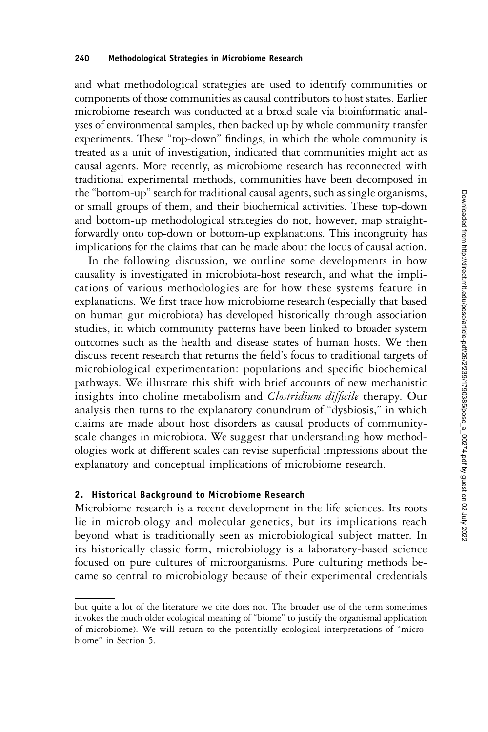and what methodological strategies are used to identify communities or components of those communities as causal contributors to host states. Earlier microbiome research was conducted at a broad scale via bioinformatic analyses of environmental samples, then backed up by whole community transfer experiments. These "top-down" findings, in which the whole community is treated as a unit of investigation, indicated that communities might act as causal agents. More recently, as microbiome research has reconnected with traditional experimental methods, communities have been decomposed in the "bottom-up" search for traditional causal agents, such as single organisms, or small groups of them, and their biochemical activities. These top-down and bottom-up methodological strategies do not, however, map straightforwardly onto top-down or bottom-up explanations. This incongruity has implications for the claims that can be made about the locus of causal action.

In the following discussion, we outline some developments in how causality is investigated in microbiota-host research, and what the implications of various methodologies are for how these systems feature in explanations. We first trace how microbiome research (especially that based on human gut microbiota) has developed historically through association studies, in which community patterns have been linked to broader system outcomes such as the health and disease states of human hosts. We then discuss recent research that returns the field's focus to traditional targets of microbiological experimentation: populations and specific biochemical pathways. We illustrate this shift with brief accounts of new mechanistic insights into choline metabolism and *Clostridium difficile* therapy. Our analysis then turns to the explanatory conundrum of "dysbiosis," in which claims are made about host disorders as causal products of community-scale changes in microbiota. We suggest that understanding how methodologies work at different scales can revise superficial impressions about the explanatory and conceptual implications of microbiome research.

## 2. Historical Background to Microbiome Research

Microbiome research is a recent development in the life sciences. Its roots lie in microbiology and molecular genetics, but its implications reach beyond what is traditionally seen as microbiological subject matter. In its historically classic form, microbiology is a laboratory-based science focused on pure cultures of microorganisms. Pure culturing methods became so central to microbiology because of their experimental credentials

but quite a lot of the literature we cite does not. The broader use of the term sometimes invokes the much older ecological meaning of "biome" to justify the organismal application of microbiome). We will return to the potentially ecological interpretations of "microbiome" in Section 5.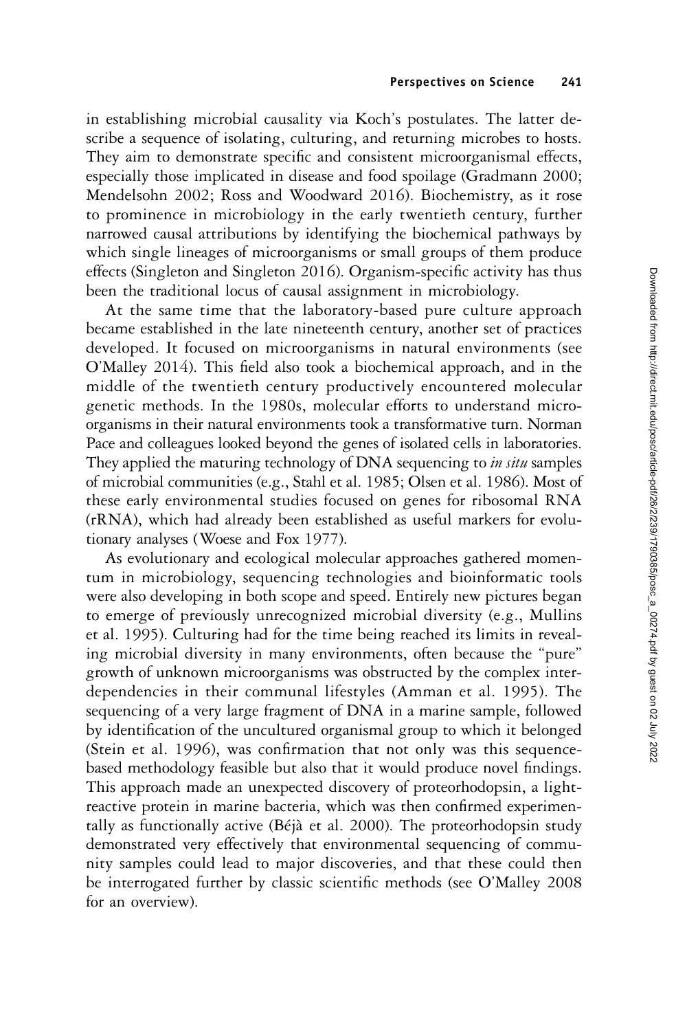in establishing microbial causality via Koch's postulates. The latter describe a sequence of isolating, culturing, and returning microbes to hosts. They aim to demonstrate specific and consistent microorganismal effects, especially those implicated in disease and food spoilage (Gradmann 2000; Mendelsohn 2002; Ross and Woodward 2016). Biochemistry, as it rose to prominence in microbiology in the early twentieth century, further narrowed causal attributions by identifying the biochemical pathways by which single lineages of microorganisms or small groups of them produce effects (Singleton and Singleton 2016). Organism-specific activity has thus been the traditional locus of causal assignment in microbiology.

At the same time that the laboratory-based pure culture approach became established in the late nineteenth century, another set of practices developed. It focused on microorganisms in natural environments (see O'Malley 2014). This field also took a biochemical approach, and in the middle of the twentieth century productively encountered molecular genetic methods. In the 1980s, molecular efforts to understand microorganisms in their natural environments took a transformative turn. Norman Pace and colleagues looked beyond the genes of isolated cells in laboratories. They applied the maturing technology of DNA sequencing to *in situ* samples of microbial communities (e.g., Stahl et al. 1985; Olsen et al. 1986). Most of these early environmental studies focused on genes for ribosomal RNA (rRNA), which had already been established as useful markers for evolutionary analyses (Woese and Fox 1977).

As evolutionary and ecological molecular approaches gathered momentum in microbiology, sequencing technologies and bioinformatic tools were also developing in both scope and speed. Entirely new pictures began to emerge of previously unrecognized microbial diversity (e.g., Mullins et al. 1995). Culturing had for the time being reached its limits in revealing microbial diversity in many environments, often because the "pure" growth of unknown microorganisms was obstructed by the complex interdependencies in their communal lifestyles (Amman et al. 1995). The sequencing of a very large fragment of DNA in a marine sample, followed by identification of the uncultured organismal group to which it belonged (Stein et al. 1996), was confirmation that not only was this sequence-based methodology feasible but also that it would produce novel findings. This approach made an unexpected discovery of proteorhodopsin, a light-reactive protein in marine bacteria, which was then confirmed experimentally as functionally active (Béjà et al. 2000). The proteorhodopsin study demonstrated very effectively that environmental sequencing of community samples could lead to major discoveries, and that these could then be interrogated further by classic scientific methods (see O'Malley 2008 for an overview).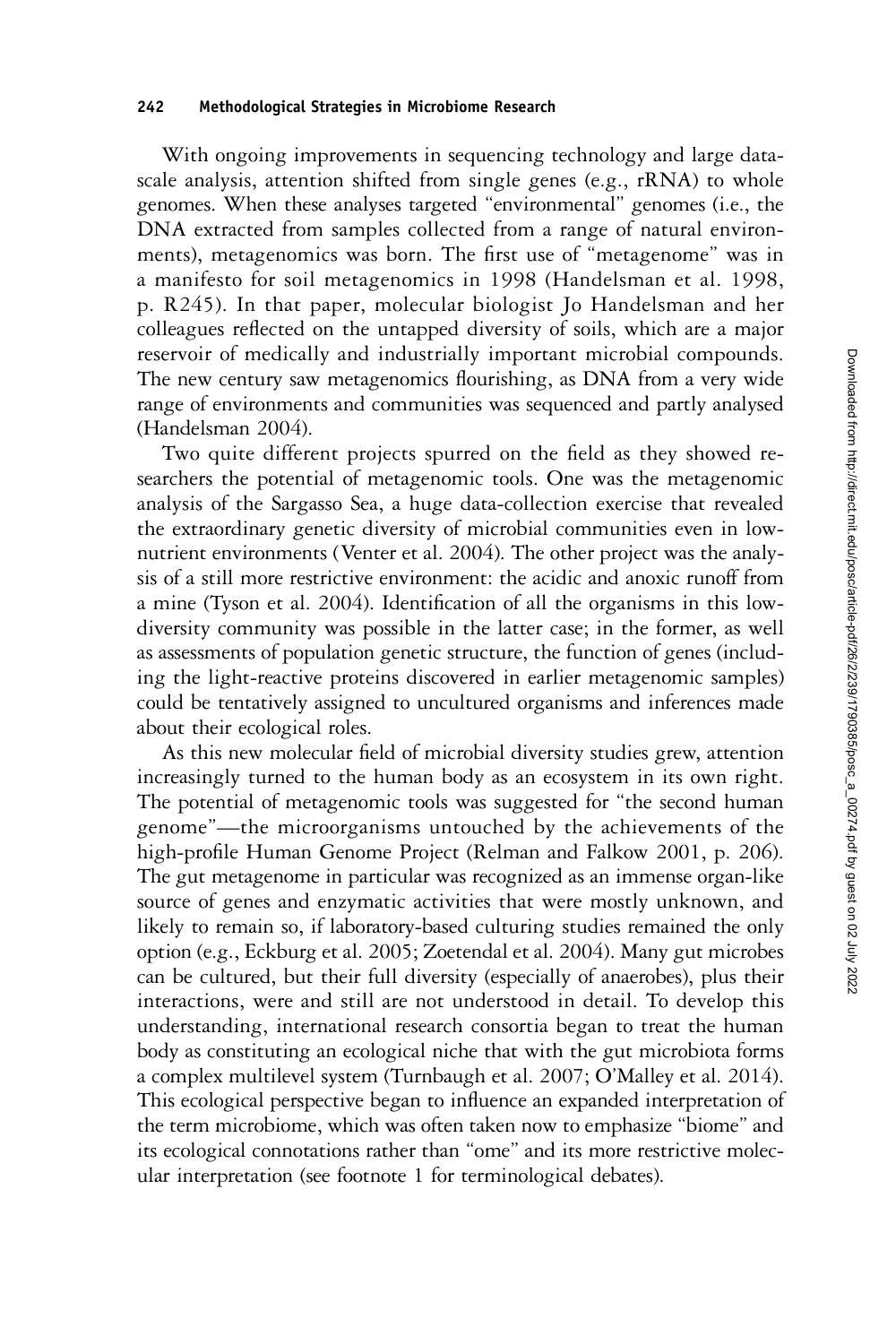With ongoing improvements in sequencing technology and large data-scale analysis, attention shifted from single genes (e.g., rRNA) to whole genomes. When these analyses targeted "environmental" genomes (i.e., the DNA extracted from samples collected from a range of natural environments), metagenomics was born. The first use of "metagenome" was in a manifesto for soil metagenomics in 1998 (Handelsman et al. 1998, p. R245). In that paper, molecular biologist Jo Handelsman and her colleagues reflected on the untapped diversity of soils, which are a major reservoir of medically and industrially important microbial compounds. The new century saw metagenomics flourishing, as DNA from a very wide range of environments and communities was sequenced and partly analysed (Handelsman 2004).

Two quite different projects spurred on the field as they showed researchers the potential of metagenomic tools. One was the metagenomic analysis of the Sargasso Sea, a huge data-collection exercise that revealed the extraordinary genetic diversity of microbial communities even in low-nutrient environments (Venter et al. 2004). The other project was the analysis of a still more restrictive environment: the acidic and anoxic runoff from a mine (Tyson et al. 2004). Identification of all the organisms in this low-diversity community was possible in the latter case; in the former, as well as assessments of population genetic structure, the function of genes (including the light-reactive proteins discovered in earlier metagenomic samples) could be tentatively assigned to uncultured organisms and inferences made about their ecological roles.

As this new molecular field of microbial diversity studies grew, attention increasingly turned to the human body as an ecosystem in its own right. The potential of metagenomic tools was suggested for "the second human genome"—the microorganisms untouched by the achievements of the high-profile Human Genome Project (Relman and Falkow 2001, p. 206). The gut metagenome in particular was recognized as an immense organ-like source of genes and enzymatic activities that were mostly unknown, and likely to remain so, if laboratory-based culturing studies remained the only option (e.g., Eckburg et al. 2005; Zoetendal et al. 2004). Many gut microbes can be cultured, but their full diversity (especially of anaerobes), plus their interactions, were and still are not understood in detail. To develop this understanding, international research consortia began to treat the human body as constituting an ecological niche that with the gut microbiota forms a complex multilevel system (Turnbaugh et al. 2007; O'Malley et al. 2014). This ecological perspective began to influence an expanded interpretation of the term microbiome, which was often taken now to emphasize "biome" and its ecological connotations rather than "ome" and its more restrictive molecular interpretation (see footnote 1 for terminological debates).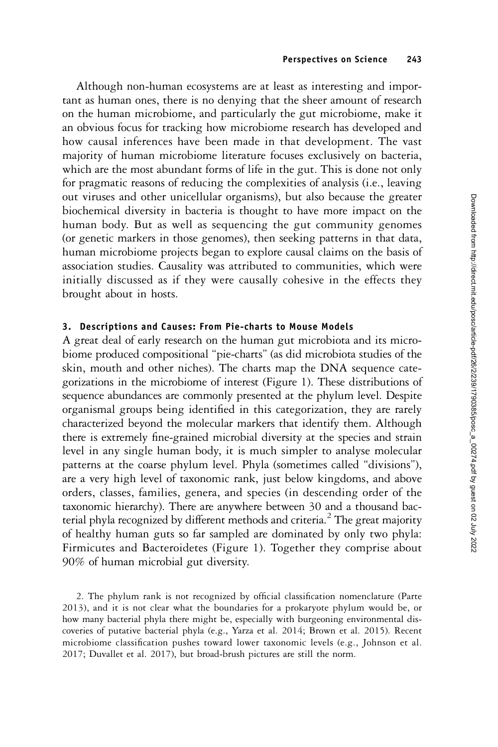Although non-human ecosystems are at least as interesting and important as human ones, there is no denying that the sheer amount of research on the human microbiome, and particularly the gut microbiome, make it an obvious focus for tracking how microbiome research has developed and how causal inferences have been made in that development. The vast majority of human microbiome literature focuses exclusively on bacteria, which are the most abundant forms of life in the gut. This is done not only for pragmatic reasons of reducing the complexities of analysis (i.e., leaving out viruses and other unicellular organisms), but also because the greater biochemical diversity in bacteria is thought to have more impact on the human body. But as well as sequencing the gut community genomes (or genetic markers in those genomes), then seeking patterns in that data, human microbiome projects began to explore causal claims on the basis of association studies. Causality was attributed to communities, which were initially discussed as if they were causally cohesive in the effects they brought about in hosts.

## 3. Descriptions and Causes: From Pie-charts to Mouse Models

A great deal of early research on the human gut microbiota and its microbiome produced compositional "pie-charts" (as did microbiota studies of the skin, mouth and other niches). The charts map the DNA sequence categorizations in the microbiome of interest (Figure 1). These distributions of sequence abundances are commonly presented at the phylum level. Despite organismal groups being identified in this categorization, they are rarely characterized beyond the molecular markers that identify them. Although there is extremely fine-grained microbial diversity at the species and strain level in any single human body, it is much simpler to analyse molecular patterns at the coarse phylum level. Phyla (sometimes called "divisions"), are a very high level of taxonomic rank, just below kingdoms, and above orders, classes, families, genera, and species (in descending order of the taxonomic hierarchy). There are anywhere between 30 and a thousand bacterial phyla recognized by different methods and criteria.[2] The great majority of healthy human guts so far sampled are dominated by only two phyla: Firmicutes and Bacteroidetes (Figure 1). Together they comprise about 90% of human microbial gut diversity.

2. The phylum rank is not recognized by official classification nomenclature (Parte 2013), and it is not clear what the boundaries for a prokaryote phylum would be, or how many bacterial phyla there might be, especially with burgeoning environmental discoveries of putative bacterial phyla (e.g., Yarza et al. 2014; Brown et al. 2015). Recent microbiome classification pushes toward lower taxonomic levels (e.g., Johnson et al. 2017; Duvallet et al. 2017), but broad-brush pictures are still the norm.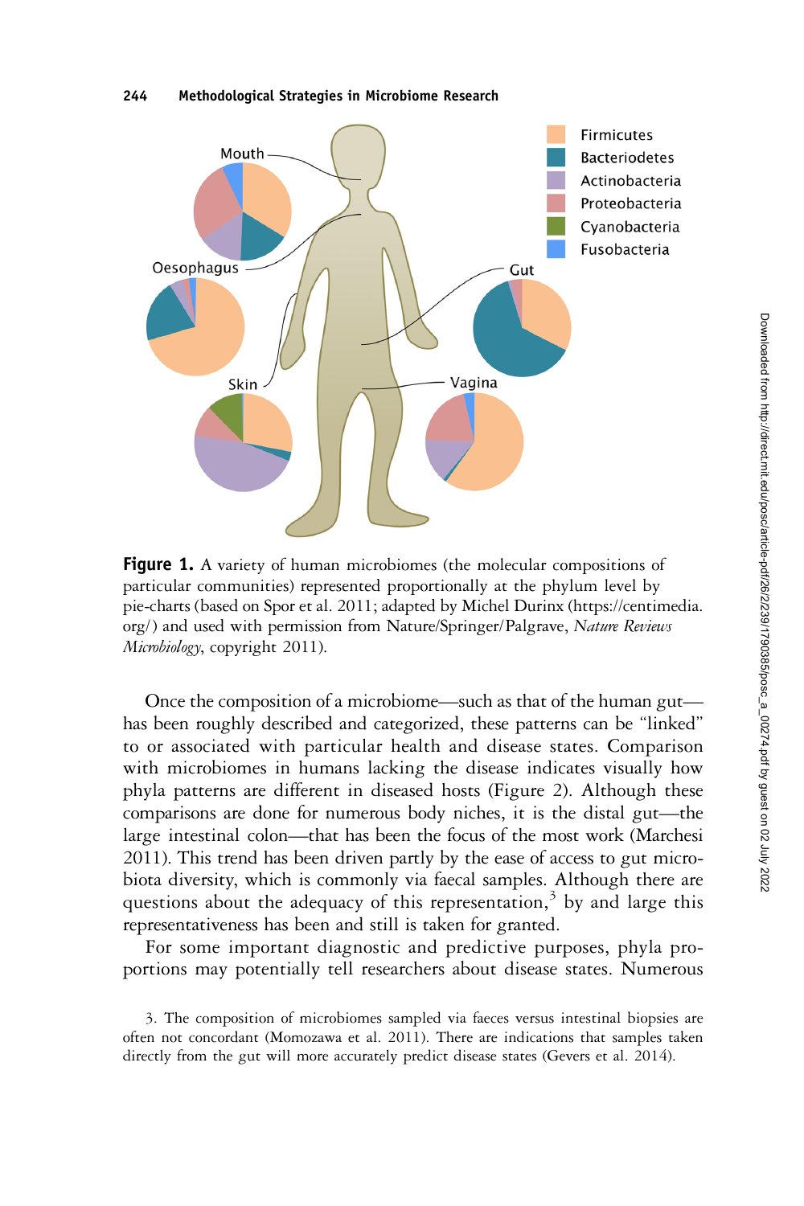**Figure 1.** A variety of human microbiomes (the molecular compositions of particular communities) represented proportionally at the phylum level by pie-charts (based on Spor et al. 2011; adapted by Michel Durinx (https://centimedia.org/) and used with permission from Nature/Springer/Palgrave, *Nature Reviews Microbiology*, copyright 2011).

Once the composition of a microbiome—such as that of the human gut—has been roughly described and categorized, these patterns can be "linked" to or associated with particular health and disease states. Comparison with microbiomes in humans lacking the disease indicates visually how phyla patterns are different in diseased hosts (Figure 2). Although these comparisons are done for numerous body niches, it is the distal gut—the large intestinal colon—that has been the focus of the most work (Marchesi 2011). This trend has been driven partly by the ease of access to gut microbiota diversity, which is commonly via faecal samples. Although there are questions about the adequacy of this representation,[3] by and large this representativeness has been and still is taken for granted.

For some important diagnostic and predictive purposes, phyla proportions may potentially tell researchers about disease states. Numerous

3. The composition of microbiomes sampled via faeces versus intestinal biopsies are often not concordant (Momozawa et al. 2011). There are indications that samples taken directly from the gut will more accurately predict disease states (Gevers et al. 2014).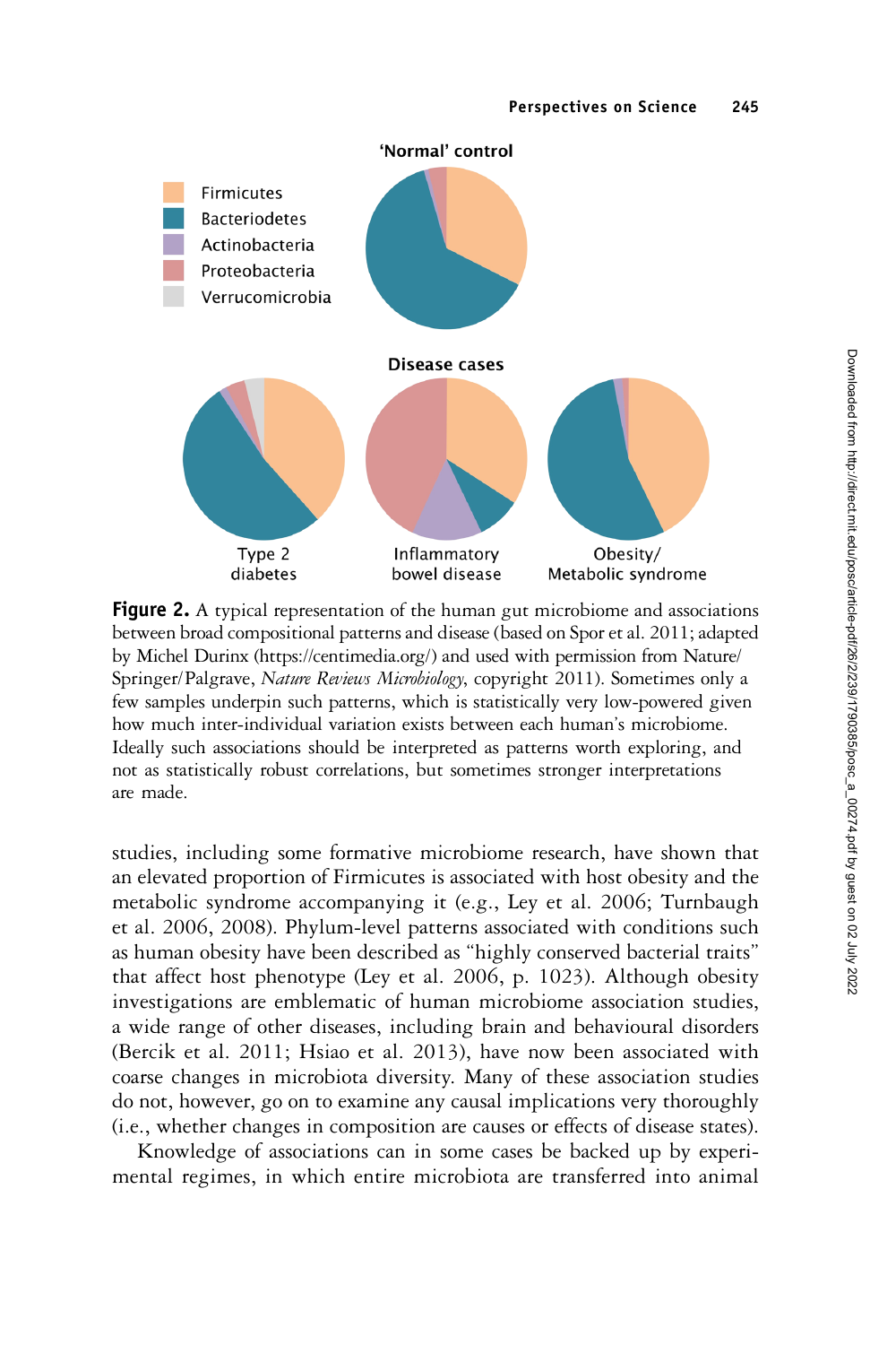**Figure 2.** A typical representation of the human gut microbiome and associations between broad compositional patterns and disease (based on Spor et al. 2011; adapted by Michel Durinx (https://centimedia.org/) and used with permission from Nature/Springer/Palgrave, *Nature Reviews Microbiology*, copyright 2011). Sometimes only a few samples underpin such patterns, which is statistically very low-powered given how much inter-individual variation exists between each human's microbiome. Ideally such associations should be interpreted as patterns worth exploring, and not as statistically robust correlations, but sometimes stronger interpretations are made.

studies, including some formative microbiome research, have shown that an elevated proportion of Firmicutes is associated with host obesity and the metabolic syndrome accompanying it (e.g., Ley et al. 2006; Turnbaugh et al. 2006, 2008). Phylum-level patterns associated with conditions such as human obesity have been described as "highly conserved bacterial traits" that affect host phenotype (Ley et al. 2006, p. 1023). Although obesity investigations are emblematic of human microbiome association studies, a wide range of other diseases, including brain and behavioural disorders (Bercik et al. 2011; Hsiao et al. 2013), have now been associated with coarse changes in microbiota diversity. Many of these association studies do not, however, go on to examine any causal implications very thoroughly (i.e., whether changes in composition are causes or effects of disease states).

Knowledge of associations can in some cases be backed up by experimental regimes, in which entire microbiota are transferred into animal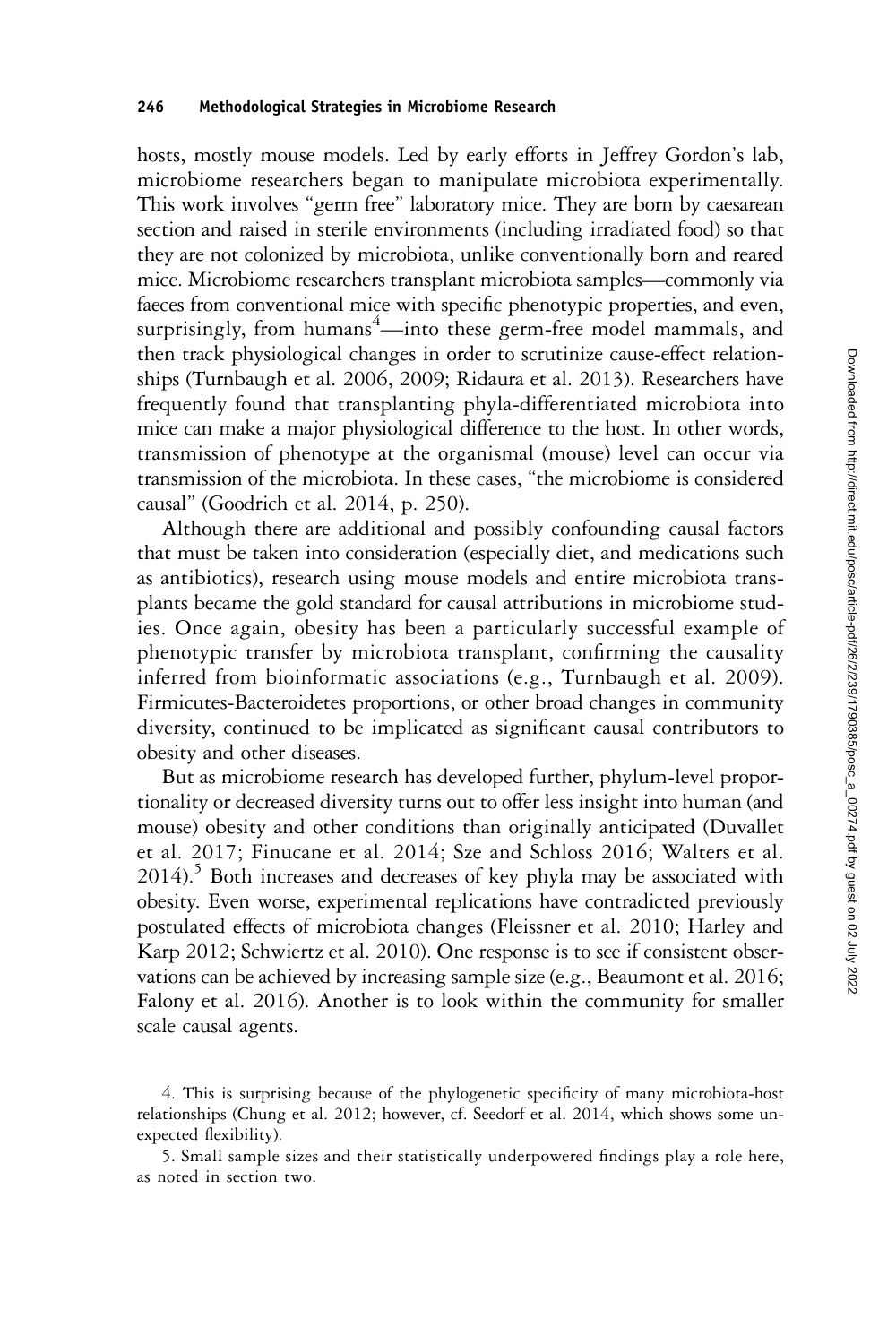hosts, mostly mouse models. Led by early efforts in Jeffrey Gordon's lab, microbiome researchers began to manipulate microbiota experimentally. This work involves "germ free" laboratory mice. They are born by caesarean section and raised in sterile environments (including irradiated food) so that they are not colonized by microbiota, unlike conventionally born and reared mice. Microbiome researchers transplant microbiota samples—commonly via faeces from conventional mice with specific phenotypic properties, and even, surprisingly, from humans[4]—into these germ-free model mammals, and then track physiological changes in order to scrutinize cause-effect relationships (Turnbaugh et al. 2006, 2009; Ridaura et al. 2013). Researchers have frequently found that transplanting phyla-differentiated microbiota into mice can make a major physiological difference to the host. In other words, transmission of phenotype at the organismal (mouse) level can occur via transmission of the microbiota. In these cases, "the microbiome is considered causal" (Goodrich et al. 2014, p. 250).

Although there are additional and possibly confounding causal factors that must be taken into consideration (especially diet, and medications such as antibiotics), research using mouse models and entire microbiota transplants became the gold standard for causal attributions in microbiome studies. Once again, obesity has been a particularly successful example of phenotypic transfer by microbiota transplant, confirming the causality inferred from bioinformatic associations (e.g., Turnbaugh et al. 2009). Firmicutes-Bacteroidetes proportions, or other broad changes in community diversity, continued to be implicated as significant causal contributors to obesity and other diseases.

But as microbiome research has developed further, phylum-level proportionality or decreased diversity turns out to offer less insight into human (and mouse) obesity and other conditions than originally anticipated (Duvallet et al. 2017; Finucane et al. 2014; Sze and Schloss 2016; Walters et al. 2014).[5] Both increases and decreases of key phyla may be associated with obesity. Even worse, experimental replications have contradicted previously postulated effects of microbiota changes (Fleissner et al. 2010; Harley and Karp 2012; Schwiertz et al. 2010). One response is to see if consistent observations can be achieved by increasing sample size (e.g., Beaumont et al. 2016; Falony et al. 2016). Another is to look within the community for smaller scale causal agents.

4. This is surprising because of the phylogenetic specificity of many microbiota-host relationships (Chung et al. 2012; however, cf. Seedorf et al. 2014, which shows some unexpected flexibility).

5. Small sample sizes and their statistically underpowered findings play a role here, as noted in section two.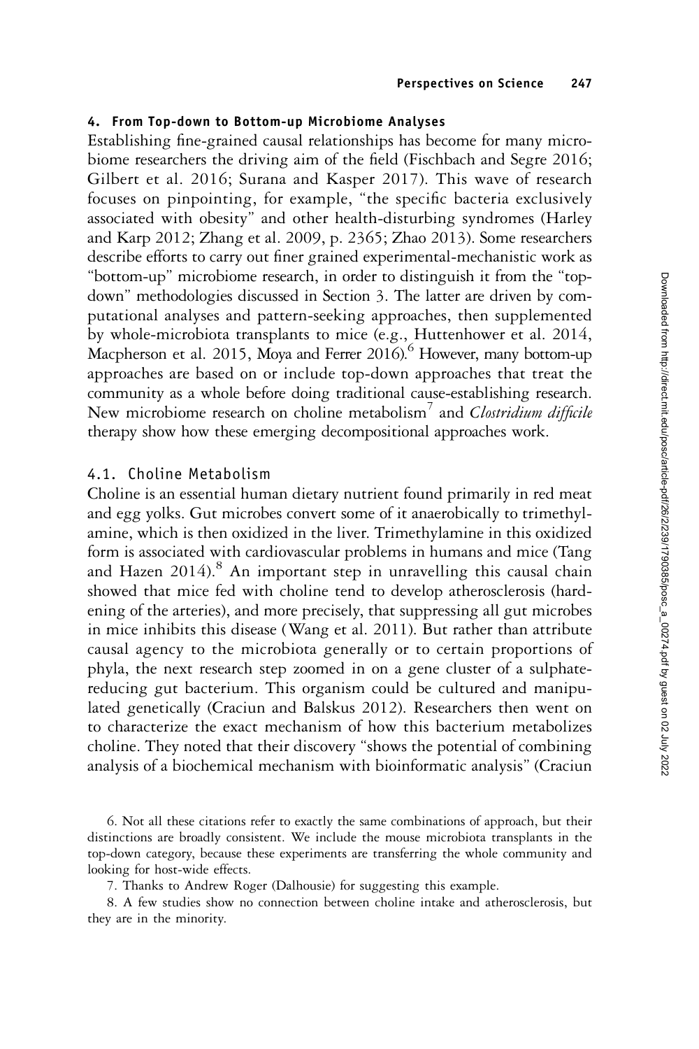## 4. From Top-down to Bottom-up Microbiome Analyses

Establishing fine-grained causal relationships has become for many microbiome researchers the driving aim of the field (Fischbach and Segre 2016; Gilbert et al. 2016; Surana and Kasper 2017). This wave of research focuses on pinpointing, for example, "the specific bacteria exclusively associated with obesity" and other health-disturbing syndromes (Harley and Karp 2012; Zhang et al. 2009, p. 2365; Zhao 2013). Some researchers describe efforts to carry out finer grained experimental-mechanistic work as "bottom-up" microbiome research, in order to distinguish it from the "top-down" methodologies discussed in Section 3. The latter are driven by computational analyses and pattern-seeking approaches, then supplemented by whole-microbiota transplants to mice (e.g., Huttenhower et al. 2014, Macpherson et al. 2015, Moya and Ferrer 2016).[6] However, many bottom-up approaches are based on or include top-down approaches that treat the community as a whole before doing traditional cause-establishing research. New microbiome research on choline metabolism[7] and *Clostridium difficile* therapy show how these emerging decompositional approaches work.

### 4.1. Choline Metabolism

Choline is an essential human dietary nutrient found primarily in red meat and egg yolks. Gut microbes convert some of it anaerobically to trimethylamine, which is then oxidized in the liver. Trimethylamine in this oxidized form is associated with cardiovascular problems in humans and mice (Tang and Hazen 2014).[8] An important step in unravelling this causal chain showed that mice fed with choline tend to develop atherosclerosis (hardening of the arteries), and more precisely, that suppressing all gut microbes in mice inhibits this disease (Wang et al. 2011). But rather than attribute causal agency to the microbiota generally or to certain proportions of phyla, the next research step zoomed in on a gene cluster of a sulphate-reducing gut bacterium. This organism could be cultured and manipulated genetically (Craciun and Balskus 2012). Researchers then went on to characterize the exact mechanism of how this bacterium metabolizes choline. They noted that their discovery "shows the potential of combining analysis of a biochemical mechanism with bioinformatic analysis" (Craciun

6. Not all these citations refer to exactly the same combinations of approach, but their distinctions are broadly consistent. We include the mouse microbiota transplants in the top-down category, because these experiments are transferring the whole community and looking for host-wide effects.

7. Thanks to Andrew Roger (Dalhousie) for suggesting this example.

8. A few studies show no connection between choline intake and atherosclerosis, but they are in the minority.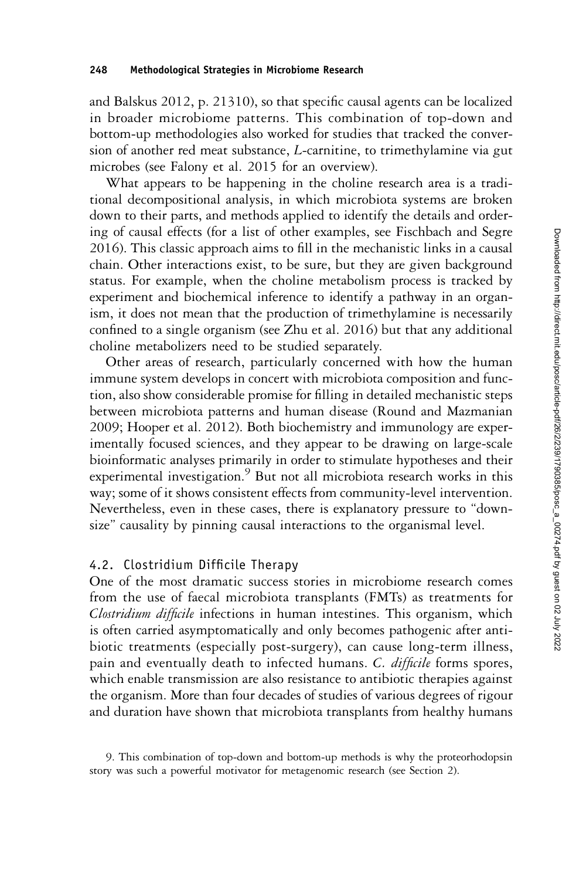and Balskus 2012, p. 21310), so that specific causal agents can be localized in broader microbiome patterns. This combination of top-down and bottom-up methodologies also worked for studies that tracked the conversion of another red meat substance, *L*-carnitine, to trimethylamine via gut microbes (see Falony et al. 2015 for an overview).

What appears to be happening in the choline research area is a traditional decompositional analysis, in which microbiota systems are broken down to their parts, and methods applied to identify the details and ordering of causal effects (for a list of other examples, see Fischbach and Segre 2016). This classic approach aims to fill in the mechanistic links in a causal chain. Other interactions exist, to be sure, but they are given background status. For example, when the choline metabolism process is tracked by experiment and biochemical inference to identify a pathway in an organism, it does not mean that the production of trimethylamine is necessarily confined to a single organism (see Zhu et al. 2016) but that any additional choline metabolizers need to be studied separately.

Other areas of research, particularly concerned with how the human immune system develops in concert with microbiota composition and function, also show considerable promise for filling in detailed mechanistic steps between microbiota patterns and human disease (Round and Mazmanian 2009; Hooper et al. 2012). Both biochemistry and immunology are experimentally focused sciences, and they appear to be drawing on large-scale bioinformatic analyses primarily in order to stimulate hypotheses and their experimental investigation.[9] But not all microbiota research works in this way; some of it shows consistent effects from community-level intervention. Nevertheless, even in these cases, there is explanatory pressure to "downsize" causality by pinning causal interactions to the organismal level.

### 4.2. Clostridium Difficile Therapy

One of the most dramatic success stories in microbiome research comes from the use of faecal microbiota transplants (FMTs) as treatments for *Clostridium difficile* infections in human intestines. This organism, which is often carried asymptomatically and only becomes pathogenic after antibiotic treatments (especially post-surgery), can cause long-term illness, pain and eventually death to infected humans. *C. difficile* forms spores, which enable transmission are also resistance to antibiotic therapies against the organism. More than four decades of studies of various degrees of rigour and duration have shown that microbiota transplants from healthy humans

9. This combination of top-down and bottom-up methods is why the proteorhodopsin story was such a powerful motivator for metagenomic research (see Section 2).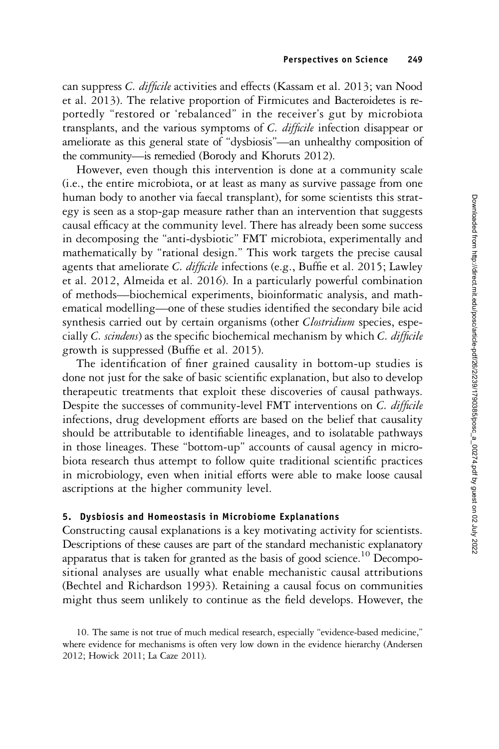can suppress *C. difficile* activities and effects (Kassam et al. 2013; van Nood et al. 2013). The relative proportion of Firmicutes and Bacteroidetes is reportedly "restored or 'rebalanced" in the receiver's gut by microbiota transplants, and the various symptoms of *C. difficile* infection disappear or ameliorate as this general state of "dysbiosis"—an unhealthy composition of the community—is remedied (Borody and Khoruts 2012).

However, even though this intervention is done at a community scale (i.e., the entire microbiota, or at least as many as survive passage from one human body to another via faecal transplant), for some scientists this strategy is seen as a stop-gap measure rather than an intervention that suggests causal efficacy at the community level. There has already been some success in decomposing the "anti-dysbiotic" FMT microbiota, experimentally and mathematically by "rational design." This work targets the precise causal agents that ameliorate *C. difficile* infections (e.g., Buffie et al. 2015; Lawley et al. 2012, Almeida et al. 2016). In a particularly powerful combination of methods—biochemical experiments, bioinformatic analysis, and mathematical modelling—one of these studies identified the secondary bile acid synthesis carried out by certain organisms (other *Clostridium* species, especially *C. scindens*) as the specific biochemical mechanism by which *C. difficile* growth is suppressed (Buffie et al. 2015).

The identification of finer grained causality in bottom-up studies is done not just for the sake of basic scientific explanation, but also to develop therapeutic treatments that exploit these discoveries of causal pathways. Despite the successes of community-level FMT interventions on *C. difficile* infections, drug development efforts are based on the belief that causality should be attributable to identifiable lineages, and to isolatable pathways in those lineages. These "bottom-up" accounts of causal agency in microbiota research thus attempt to follow quite traditional scientific practices in microbiology, even when initial efforts were able to make loose causal ascriptions at the higher community level.

## 5. Dysbiosis and Homeostasis in Microbiome Explanations

Constructing causal explanations is a key motivating activity for scientists. Descriptions of these causes are part of the standard mechanistic explanatory apparatus that is taken for granted as the basis of good science.[10] Decompositional analyses are usually what enable mechanistic causal attributions (Bechtel and Richardson 1993). Retaining a causal focus on communities might thus seem unlikely to continue as the field develops. However, the

10. The same is not true of much medical research, especially "evidence-based medicine," where evidence for mechanisms is often very low down in the evidence hierarchy (Andersen 2012; Howick 2011; La Caze 2011).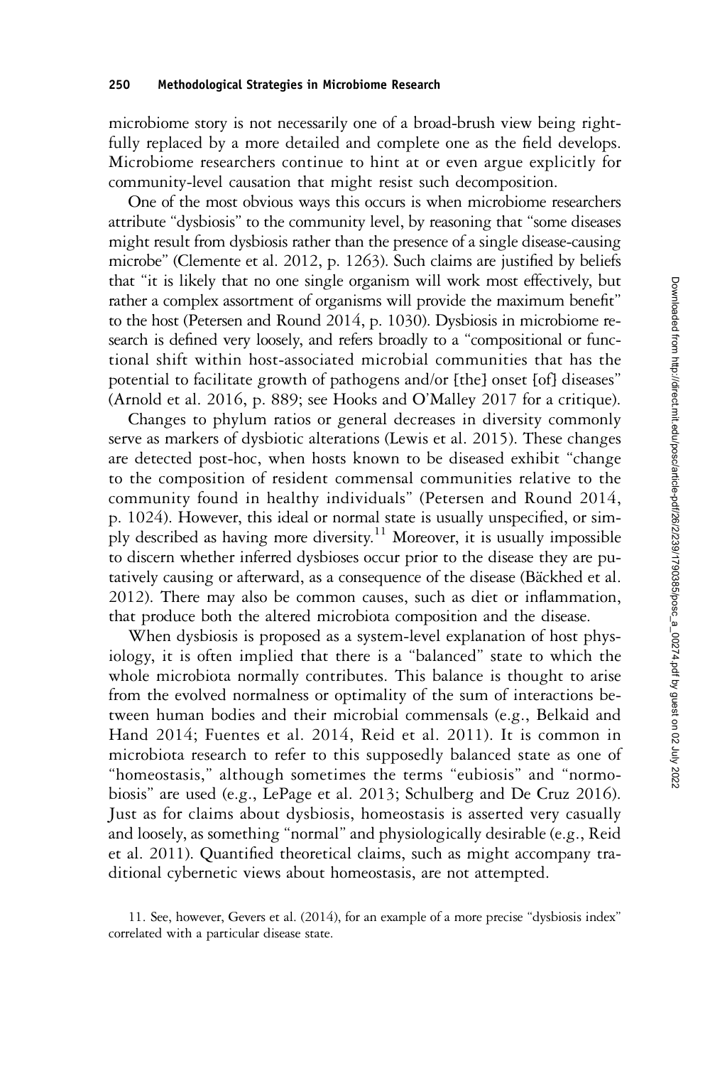microbiome story is not necessarily one of a broad-brush view being rightfully replaced by a more detailed and complete one as the field develops. Microbiome researchers continue to hint at or even argue explicitly for community-level causation that might resist such decomposition.

One of the most obvious ways this occurs is when microbiome researchers attribute "dysbiosis" to the community level, by reasoning that "some diseases might result from dysbiosis rather than the presence of a single disease-causing microbe" (Clemente et al. 2012, p. 1263). Such claims are justified by beliefs that "it is likely that no one single organism will work most effectively, but rather a complex assortment of organisms will provide the maximum benefit" to the host (Petersen and Round 2014, p. 1030). Dysbiosis in microbiome research is defined very loosely, and refers broadly to a "compositional or functional shift within host-associated microbial communities that has the potential to facilitate growth of pathogens and/or [the] onset [of] diseases" (Arnold et al. 2016, p. 889; see Hooks and O'Malley 2017 for a critique).

Changes to phylum ratios or general decreases in diversity commonly serve as markers of dysbiotic alterations (Lewis et al. 2015). These changes are detected post-hoc, when hosts known to be diseased exhibit "change to the composition of resident commensal communities relative to the community found in healthy individuals" (Petersen and Round 2014, p. 1024). However, this ideal or normal state is usually unspecified, or simply described as having more diversity.[11] Moreover, it is usually impossible to discern whether inferred dysbioses occur prior to the disease they are putatively causing or afterward, as a consequence of the disease (Bäckhed et al. 2012). There may also be common causes, such as diet or inflammation, that produce both the altered microbiota composition and the disease.

When dysbiosis is proposed as a system-level explanation of host physiology, it is often implied that there is a "balanced" state to which the whole microbiota normally contributes. This balance is thought to arise from the evolved normalness or optimality of the sum of interactions between human bodies and their microbial commensals (e.g., Belkaid and Hand 2014; Fuentes et al. 2014, Reid et al. 2011). It is common in microbiota research to refer to this supposedly balanced state as one of "homeostasis," although sometimes the terms "eubiosis" and "normobiosis" are used (e.g., LePage et al. 2013; Schulberg and De Cruz 2016). Just as for claims about dysbiosis, homeostasis is asserted very casually and loosely, as something "normal" and physiologically desirable (e.g., Reid et al. 2011). Quantified theoretical claims, such as might accompany traditional cybernetic views about homeostasis, are not attempted.

11. See, however, Gevers et al. (2014), for an example of a more precise "dysbiosis index" correlated with a particular disease state.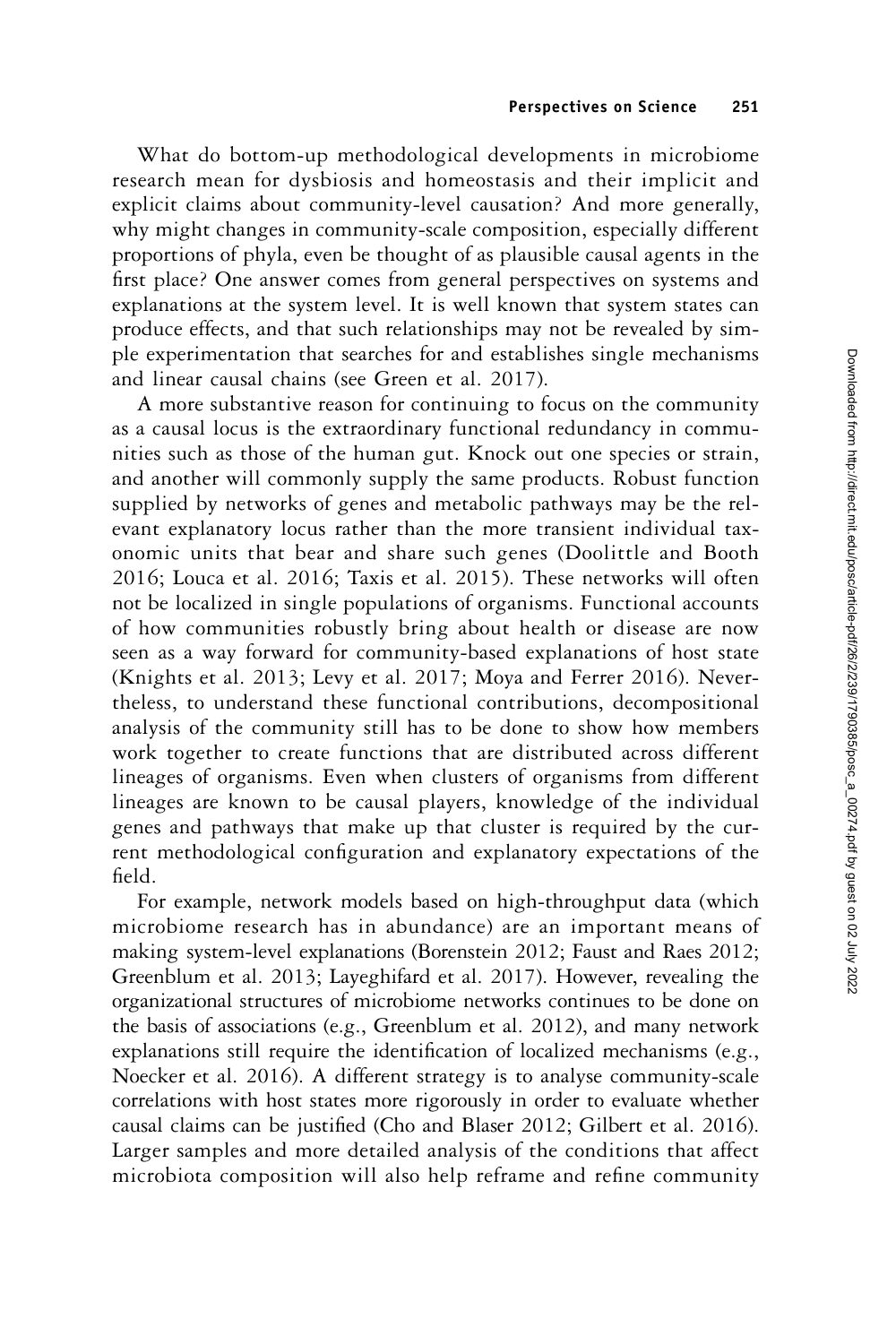What do bottom-up methodological developments in microbiome research mean for dysbiosis and homeostasis and their implicit and explicit claims about community-level causation? And more generally, why might changes in community-scale composition, especially different proportions of phyla, even be thought of as plausible causal agents in the first place? One answer comes from general perspectives on systems and explanations at the system level. It is well known that system states can produce effects, and that such relationships may not be revealed by simple experimentation that searches for and establishes single mechanisms and linear causal chains (see Green et al. 2017).

A more substantive reason for continuing to focus on the community as a causal locus is the extraordinary functional redundancy in communities such as those of the human gut. Knock out one species or strain, and another will commonly supply the same products. Robust function supplied by networks of genes and metabolic pathways may be the relevant explanatory locus rather than the more transient individual taxonomic units that bear and share such genes (Doolittle and Booth 2016; Louca et al. 2016; Taxis et al. 2015). These networks will often not be localized in single populations of organisms. Functional accounts of how communities robustly bring about health or disease are now seen as a way forward for community-based explanations of host state (Knights et al. 2013; Levy et al. 2017; Moya and Ferrer 2016). Nevertheless, to understand these functional contributions, decompositional analysis of the community still has to be done to show how members work together to create functions that are distributed across different lineages of organisms. Even when clusters of organisms from different lineages are known to be causal players, knowledge of the individual genes and pathways that make up that cluster is required by the current methodological configuration and explanatory expectations of the field.

For example, network models based on high-throughput data (which microbiome research has in abundance) are an important means of making system-level explanations (Borenstein 2012; Faust and Raes 2012; Greenblum et al. 2013; Layeghifard et al. 2017). However, revealing the organizational structures of microbiome networks continues to be done on the basis of associations (e.g., Greenblum et al. 2012), and many network explanations still require the identification of localized mechanisms (e.g., Noecker et al. 2016). A different strategy is to analyse community-scale correlations with host states more rigorously in order to evaluate whether causal claims can be justified (Cho and Blaser 2012; Gilbert et al. 2016). Larger samples and more detailed analysis of the conditions that affect microbiota composition will also help reframe and refine community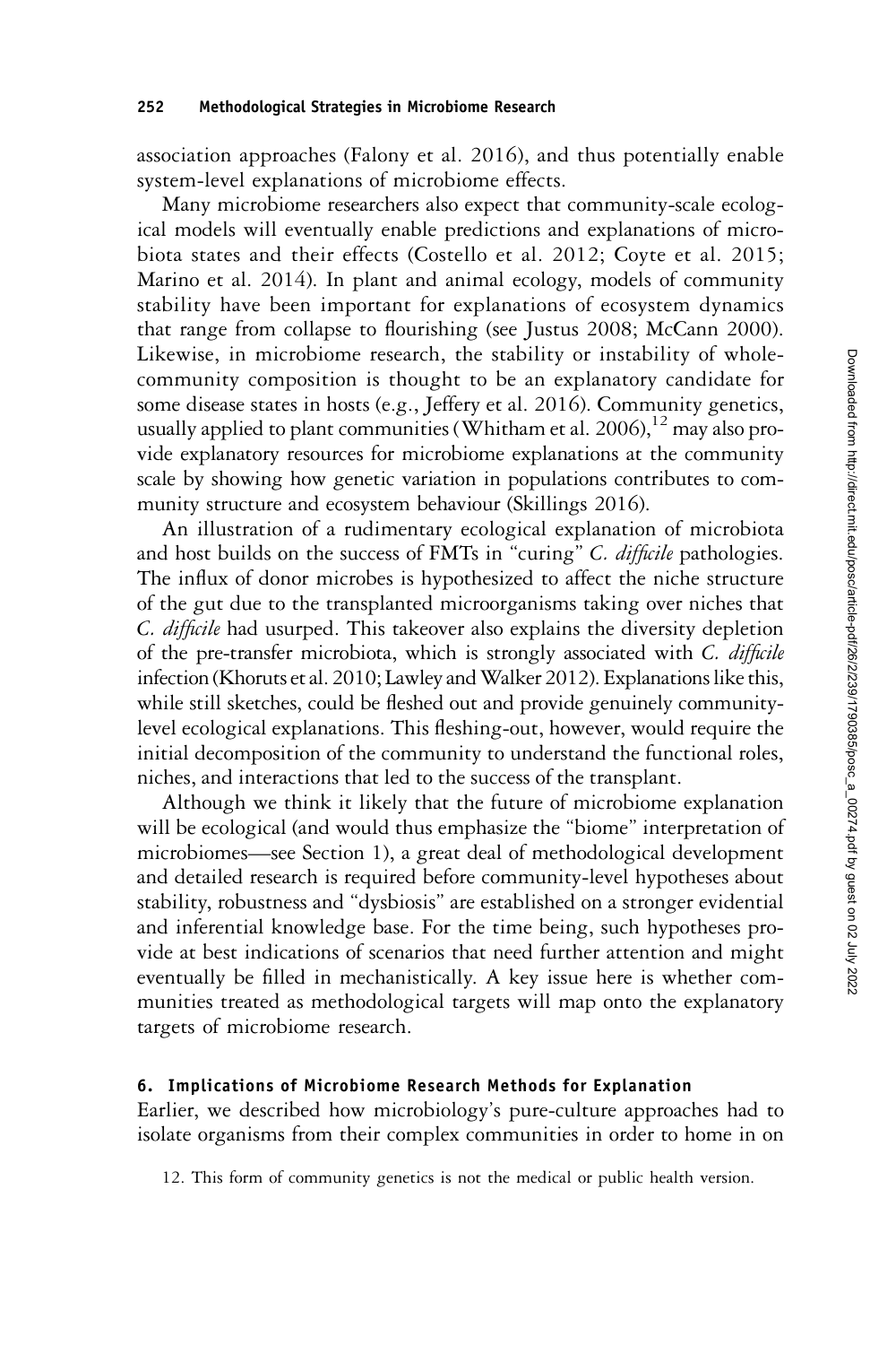association approaches (Falony et al. 2016), and thus potentially enable system-level explanations of microbiome effects.

Many microbiome researchers also expect that community-scale ecological models will eventually enable predictions and explanations of microbiota states and their effects (Costello et al. 2012; Coyte et al. 2015; Marino et al. 2014). In plant and animal ecology, models of community stability have been important for explanations of ecosystem dynamics that range from collapse to flourishing (see Justus 2008; McCann 2000). Likewise, in microbiome research, the stability or instability of whole-community composition is thought to be an explanatory candidate for some disease states in hosts (e.g., Jeffery et al. 2016). Community genetics, usually applied to plant communities (Whitham et al. 2006),[12] may also provide explanatory resources for microbiome explanations at the community scale by showing how genetic variation in populations contributes to community structure and ecosystem behaviour (Skillings 2016).

An illustration of a rudimentary ecological explanation of microbiota and host builds on the success of FMTs in "curing" *C. difficile* pathologies. The influx of donor microbes is hypothesized to affect the niche structure of the gut due to the transplanted microorganisms taking over niches that *C. difficile* had usurped. This takeover also explains the diversity depletion of the pre-transfer microbiota, which is strongly associated with *C. difficile* infection (Khoruts et al. 2010; Lawley and Walker 2012). Explanations like this, while still sketches, could be fleshed out and provide genuinely community-level ecological explanations. This fleshing-out, however, would require the initial decomposition of the community to understand the functional roles, niches, and interactions that led to the success of the transplant.

Although we think it likely that the future of microbiome explanation will be ecological (and would thus emphasize the "biome" interpretation of microbiomes—see Section 1), a great deal of methodological development and detailed research is required before community-level hypotheses about stability, robustness and "dysbiosis" are established on a stronger evidential and inferential knowledge base. For the time being, such hypotheses provide at best indications of scenarios that need further attention and might eventually be filled in mechanistically. A key issue here is whether communities treated as methodological targets will map onto the explanatory targets of microbiome research.

### 6. Implications of Microbiome Research Methods for Explanation

Earlier, we described how microbiology's pure-culture approaches had to isolate organisms from their complex communities in order to home in on

12. This form of community genetics is not the medical or public health version.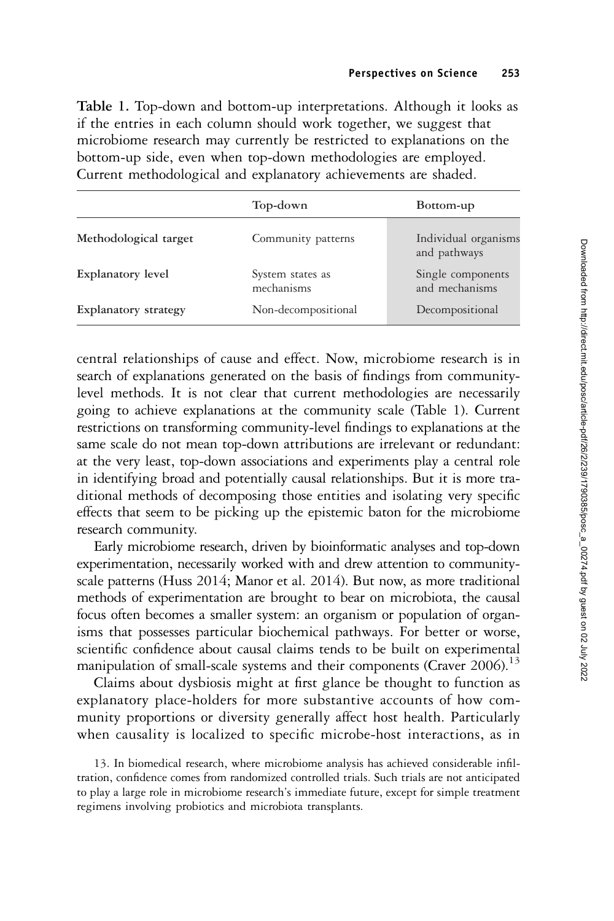Table 1. Top-down and bottom-up interpretations. Although it looks as if the entries in each column should work together, we suggest that microbiome research may currently be restricted to explanations on the bottom-up side, even when top-down methodologies are employed. Current methodological and explanatory achievements are shaded.

| | Top-down | Bottom-up |
|---|---|---|
| **Methodological target** | Community patterns | Individual organisms and pathways |
| **Explanatory level** | System states as mechanisms | Single components and mechanisms |
| **Explanatory strategy** | Non-decompositional | Decompositional |

central relationships of cause and effect. Now, microbiome research is in search of explanations generated on the basis of findings from community-level methods. It is not clear that current methodologies are necessarily going to achieve explanations at the community scale (Table 1). Current restrictions on transforming community-level findings to explanations at the same scale do not mean top-down attributions are irrelevant or redundant: at the very least, top-down associations and experiments play a central role in identifying broad and potentially causal relationships. But it is more traditional methods of decomposing those entities and isolating very specific effects that seem to be picking up the epistemic baton for the microbiome research community.

Early microbiome research, driven by bioinformatic analyses and top-down experimentation, necessarily worked with and drew attention to community-scale patterns (Huss 2014; Manor et al. 2014). But now, as more traditional methods of experimentation are brought to bear on microbiota, the causal focus often becomes a smaller system: an organism or population of organisms that possesses particular biochemical pathways. For better or worse, scientific confidence about causal claims tends to be built on experimental manipulation of small-scale systems and their components (Craver 2006).[13]

Claims about dysbiosis might at first glance be thought to function as explanatory place-holders for more substantive accounts of how community proportions or diversity generally affect host health. Particularly when causality is localized to specific microbe-host interactions, as in

13. In biomedical research, where microbiome analysis has achieved considerable infiltration, confidence comes from randomized controlled trials. Such trials are not anticipated to play a large role in microbiome research's immediate future, except for simple treatment regimens involving probiotics and microbiota transplants.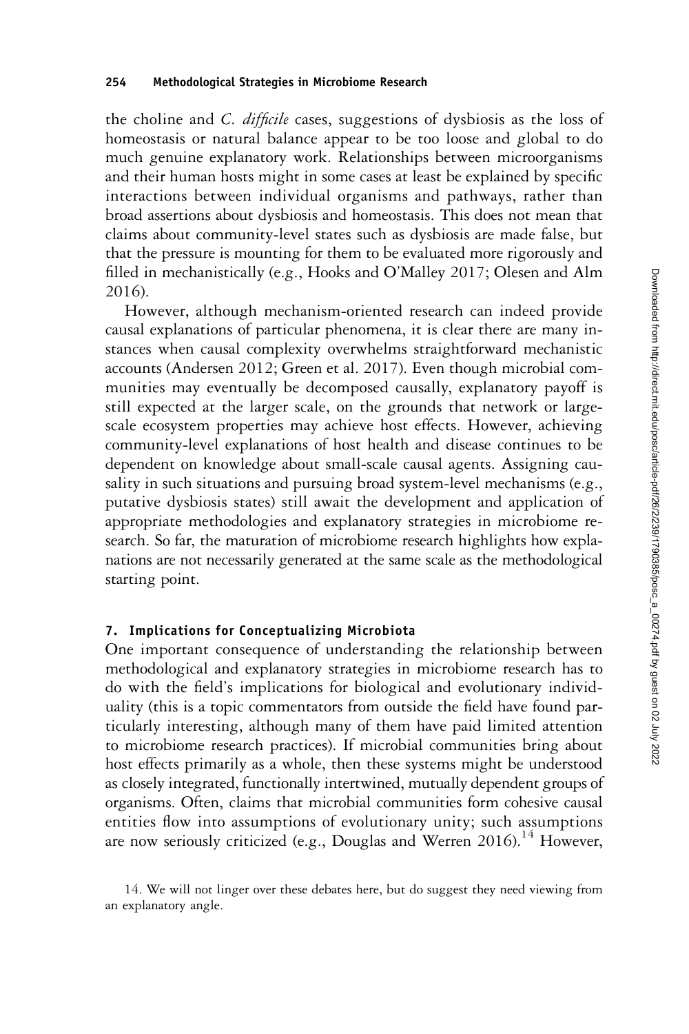the choline and *C. difficile* cases, suggestions of dysbiosis as the loss of homeostasis or natural balance appear to be too loose and global to do much genuine explanatory work. Relationships between microorganisms and their human hosts might in some cases at least be explained by specific interactions between individual organisms and pathways, rather than broad assertions about dysbiosis and homeostasis. This does not mean that claims about community-level states such as dysbiosis are made false, but that the pressure is mounting for them to be evaluated more rigorously and filled in mechanistically (e.g., Hooks and O'Malley 2017; Olesen and Alm 2016).

However, although mechanism-oriented research can indeed provide causal explanations of particular phenomena, it is clear there are many instances when causal complexity overwhelms straightforward mechanistic accounts (Andersen 2012; Green et al. 2017). Even though microbial communities may eventually be decomposed causally, explanatory payoff is still expected at the larger scale, on the grounds that network or large-scale ecosystem properties may achieve host effects. However, achieving community-level explanations of host health and disease continues to be dependent on knowledge about small-scale causal agents. Assigning causality in such situations and pursuing broad system-level mechanisms (e.g., putative dysbiosis states) still await the development and application of appropriate methodologies and explanatory strategies in microbiome research. So far, the maturation of microbiome research highlights how explanations are not necessarily generated at the same scale as the methodological starting point.

## 7. Implications for Conceptualizing Microbiota

One important consequence of understanding the relationship between methodological and explanatory strategies in microbiome research has to do with the field's implications for biological and evolutionary individuality (this is a topic commentators from outside the field have found particularly interesting, although many of them have paid limited attention to microbiome research practices). If microbial communities bring about host effects primarily as a whole, then these systems might be understood as closely integrated, functionally intertwined, mutually dependent groups of organisms. Often, claims that microbial communities form cohesive causal entities flow into assumptions of evolutionary unity; such assumptions are now seriously criticized (e.g., Douglas and Werren 2016).[14] However,

14. We will not linger over these debates here, but do suggest they need viewing from an explanatory angle.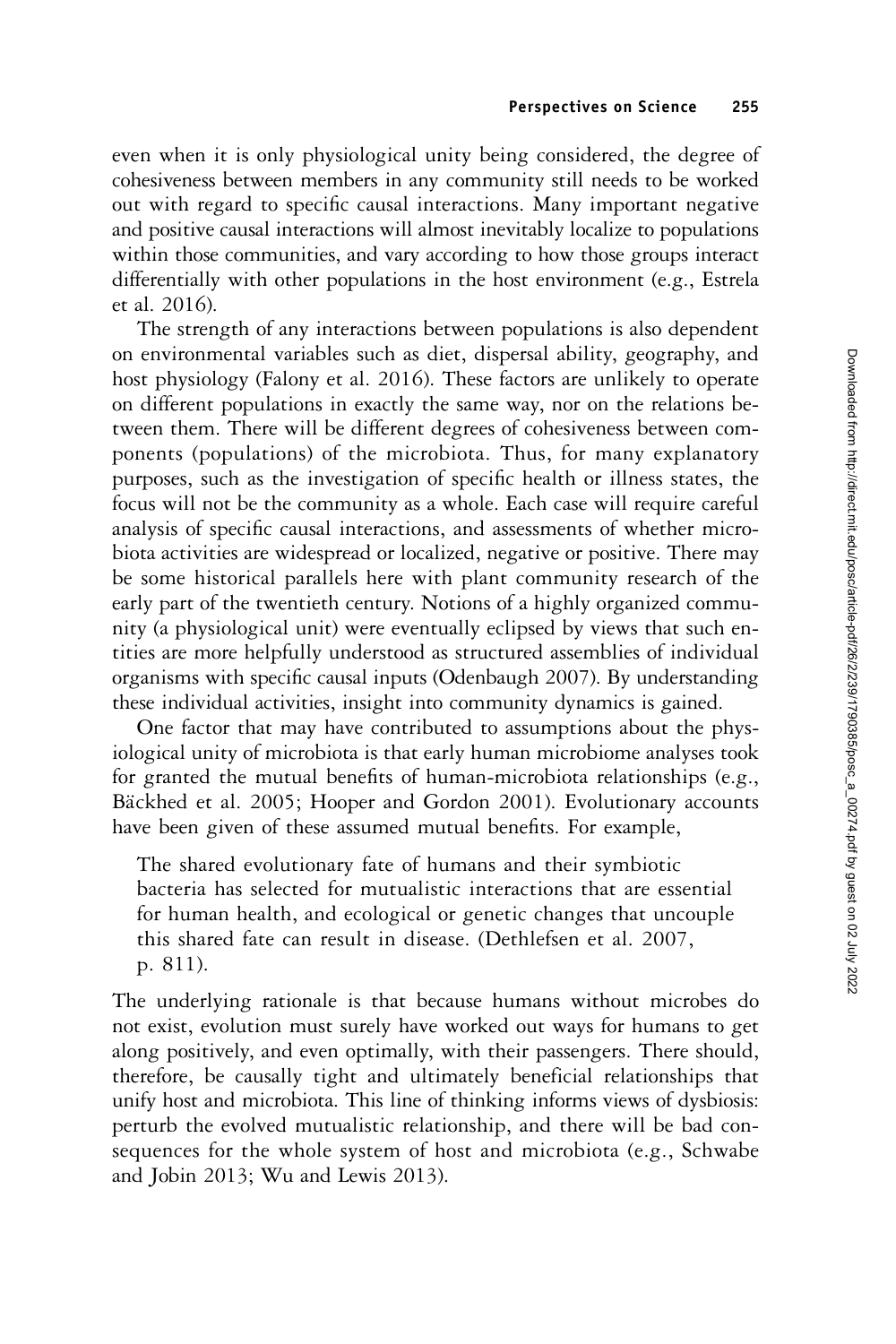even when it is only physiological unity being considered, the degree of cohesiveness between members in any community still needs to be worked out with regard to specific causal interactions. Many important negative and positive causal interactions will almost inevitably localize to populations within those communities, and vary according to how those groups interact differentially with other populations in the host environment (e.g., Estrela et al. 2016).

The strength of any interactions between populations is also dependent on environmental variables such as diet, dispersal ability, geography, and host physiology (Falony et al. 2016). These factors are unlikely to operate on different populations in exactly the same way, nor on the relations between them. There will be different degrees of cohesiveness between components (populations) of the microbiota. Thus, for many explanatory purposes, such as the investigation of specific health or illness states, the focus will not be the community as a whole. Each case will require careful analysis of specific causal interactions, and assessments of whether microbiota activities are widespread or localized, negative or positive. There may be some historical parallels here with plant community research of the early part of the twentieth century. Notions of a highly organized community (a physiological unit) were eventually eclipsed by views that such entities are more helpfully understood as structured assemblies of individual organisms with specific causal inputs (Odenbaugh 2007). By understanding these individual activities, insight into community dynamics is gained.

One factor that may have contributed to assumptions about the physiological unity of microbiota is that early human microbiome analyses took for granted the mutual benefits of human-microbiota relationships (e.g., Bäckhed et al. 2005; Hooper and Gordon 2001). Evolutionary accounts have been given of these assumed mutual benefits. For example,

> The shared evolutionary fate of humans and their symbiotic bacteria has selected for mutualistic interactions that are essential for human health, and ecological or genetic changes that uncouple this shared fate can result in disease. (Dethlefsen et al. 2007, p. 811).

The underlying rationale is that because humans without microbes do not exist, evolution must surely have worked out ways for humans to get along positively, and even optimally, with their passengers. There should, therefore, be causally tight and ultimately beneficial relationships that unify host and microbiota. This line of thinking informs views of dysbiosis: perturb the evolved mutualistic relationship, and there will be bad consequences for the whole system of host and microbiota (e.g., Schwabe and Jobin 2013; Wu and Lewis 2013).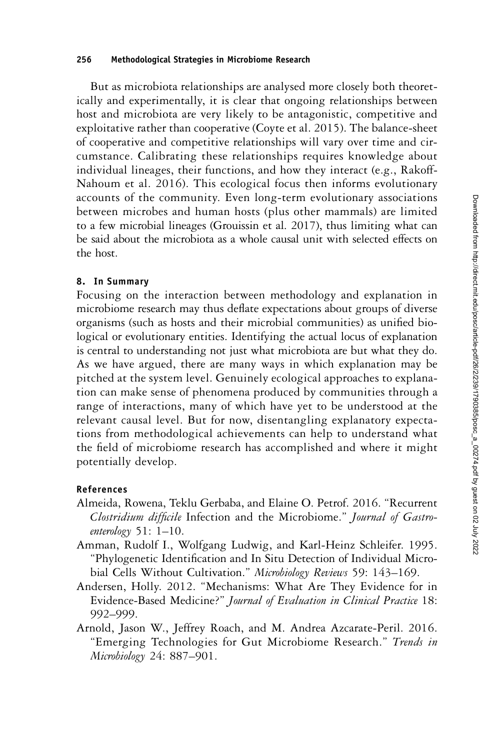But as microbiota relationships are analysed more closely both theoretically and experimentally, it is clear that ongoing relationships between host and microbiota are very likely to be antagonistic, competitive and exploitative rather than cooperative (Coyte et al. 2015). The balance-sheet of cooperative and competitive relationships will vary over time and circumstance. Calibrating these relationships requires knowledge about individual lineages, their functions, and how they interact (e.g., Rakoff-Nahoum et al. 2016). This ecological focus then informs evolutionary accounts of the community. Even long-term evolutionary associations between microbes and human hosts (plus other mammals) are limited to a few microbial lineages (Grouissin et al. 2017), thus limiting what can be said about the microbiota as a whole causal unit with selected effects on the host.

## 8. In Summary

Focusing on the interaction between methodology and explanation in microbiome research may thus deflate expectations about groups of diverse organisms (such as hosts and their microbial communities) as unified biological or evolutionary entities. Identifying the actual locus of explanation is central to understanding not just what microbiota are but what they do. As we have argued, there are many ways in which explanation may be pitched at the system level. Genuinely ecological approaches to explanation can make sense of phenomena produced by communities through a range of interactions, many of which have yet to be understood at the relevant causal level. But for now, disentangling explanatory expectations from methodological achievements can help to understand what the field of microbiome research has accomplished and where it might potentially develop.

## References

Almeida, Rowena, Teklu Gerbaba, and Elaine O. Petrof. 2016. "Recurrent *Clostridium difficile* Infection and the Microbiome." *Journal of Gastroenterology* 51: 1–10.

Amman, Rudolf I., Wolfgang Ludwig, and Karl-Heinz Schleifer. 1995. "Phylogenetic Identification and In Situ Detection of Individual Microbial Cells Without Cultivation." *Microbiology Reviews* 59: 143–169.

Andersen, Holly. 2012. "Mechanisms: What Are They Evidence for in Evidence-Based Medicine?" *Journal of Evaluation in Clinical Practice* 18: 992–999.

Arnold, Jason W., Jeffrey Roach, and M. Andrea Azcarate-Peril. 2016. "Emerging Technologies for Gut Microbiome Research." *Trends in Microbiology* 24: 887–901.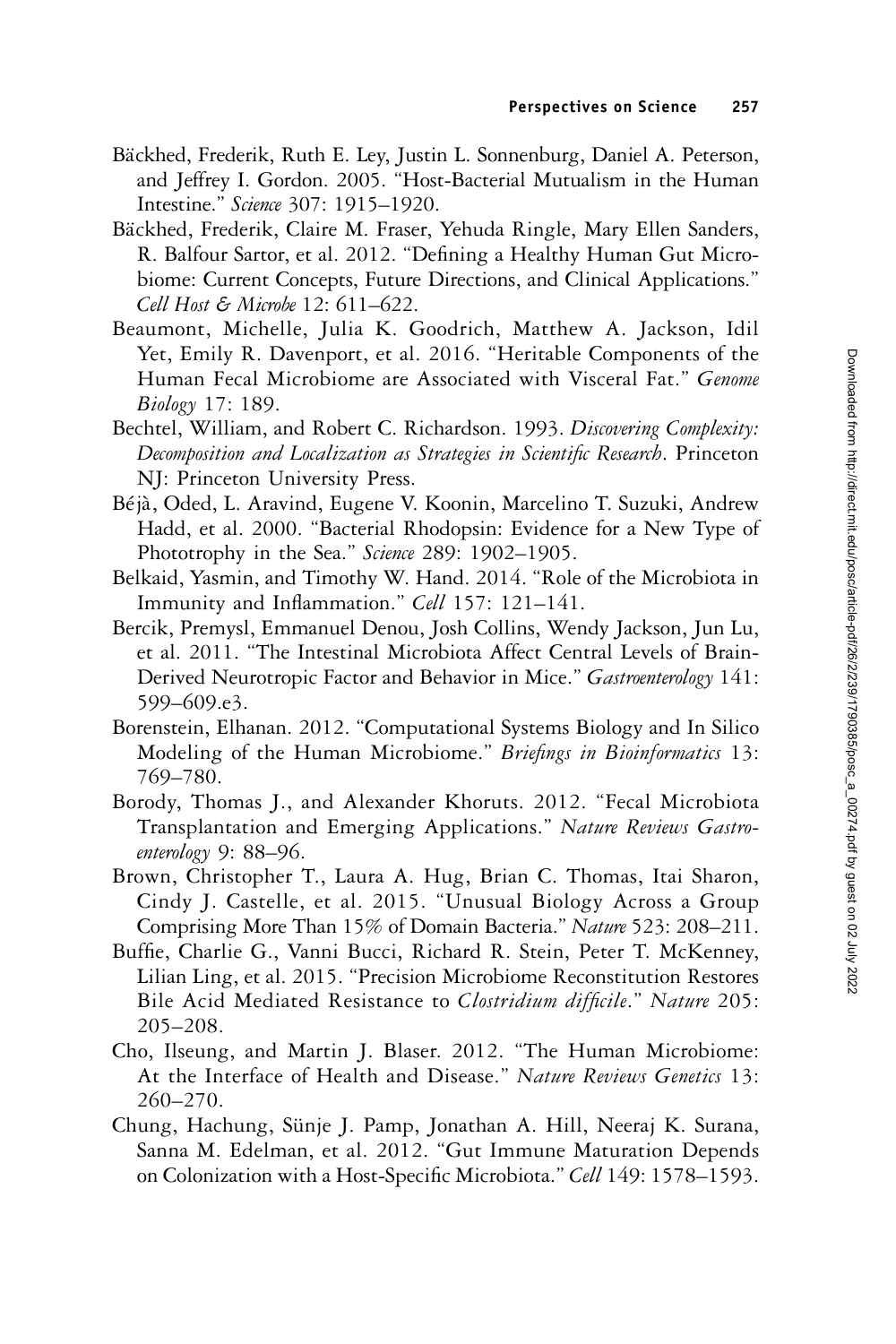Bäckhed, Frederik, Ruth E. Ley, Justin L. Sonnenburg, Daniel A. Peterson, and Jeffrey I. Gordon. 2005. "Host-Bacterial Mutualism in the Human Intestine." *Science* 307: 1915–1920.

Bäckhed, Frederik, Claire M. Fraser, Yehuda Ringle, Mary Ellen Sanders, R. Balfour Sartor, et al. 2012. "Defining a Healthy Human Gut Microbiome: Current Concepts, Future Directions, and Clinical Applications." *Cell Host & Microbe* 12: 611–622.

Beaumont, Michelle, Julia K. Goodrich, Matthew A. Jackson, Idil Yet, Emily R. Davenport, et al. 2016. "Heritable Components of the Human Fecal Microbiome are Associated with Visceral Fat." *Genome Biology* 17: 189.

Bechtel, William, and Robert C. Richardson. 1993. *Discovering Complexity: Decomposition and Localization as Strategies in Scientific Research*. Princeton NJ: Princeton University Press.

Béjà, Oded, L. Aravind, Eugene V. Koonin, Marcelino T. Suzuki, Andrew Hadd, et al. 2000. "Bacterial Rhodopsin: Evidence for a New Type of Phototrophy in the Sea." *Science* 289: 1902–1905.

Belkaid, Yasmin, and Timothy W. Hand. 2014. "Role of the Microbiota in Immunity and Inflammation." *Cell* 157: 121–141.

Bercik, Premysl, Emmanuel Denou, Josh Collins, Wendy Jackson, Jun Lu, et al. 2011. "The Intestinal Microbiota Affect Central Levels of Brain-Derived Neurotropic Factor and Behavior in Mice." *Gastroenterology* 141: 599–609.e3.

Borenstein, Elhanan. 2012. "Computational Systems Biology and In Silico Modeling of the Human Microbiome." *Briefings in Bioinformatics* 13: 769–780.

Borody, Thomas J., and Alexander Khoruts. 2012. "Fecal Microbiota Transplantation and Emerging Applications." *Nature Reviews Gastroenterology* 9: 88–96.

Brown, Christopher T., Laura A. Hug, Brian C. Thomas, Itai Sharon, Cindy J. Castelle, et al. 2015. "Unusual Biology Across a Group Comprising More Than 15% of Domain Bacteria." *Nature* 523: 208–211.

Buffie, Charlie G., Vanni Bucci, Richard R. Stein, Peter T. McKenney, Lilian Ling, et al. 2015. "Precision Microbiome Reconstitution Restores Bile Acid Mediated Resistance to *Clostridium difficile*." *Nature* 205: 205–208.

Cho, Ilseung, and Martin J. Blaser. 2012. "The Human Microbiome: At the Interface of Health and Disease." *Nature Reviews Genetics* 13: 260–270.

Chung, Hachung, Sünje J. Pamp, Jonathan A. Hill, Neeraj K. Surana, Sanna M. Edelman, et al. 2012. "Gut Immune Maturation Depends on Colonization with a Host-Specific Microbiota." *Cell* 149: 1578–1593.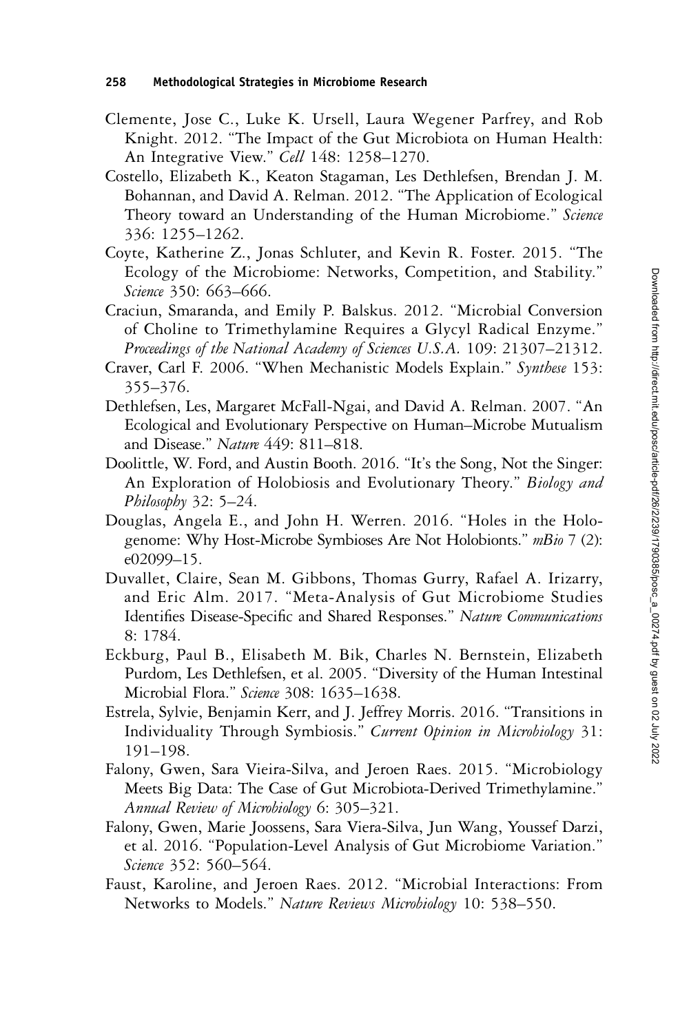Clemente, Jose C., Luke K. Ursell, Laura Wegener Parfrey, and Rob Knight. 2012. "The Impact of the Gut Microbiota on Human Health: An Integrative View." *Cell* 148: 1258–1270.

Costello, Elizabeth K., Keaton Stagaman, Les Dethlefsen, Brendan J. M. Bohannan, and David A. Relman. 2012. "The Application of Ecological Theory toward an Understanding of the Human Microbiome." *Science* 336: 1255–1262.

Coyte, Katherine Z., Jonas Schluter, and Kevin R. Foster. 2015. "The Ecology of the Microbiome: Networks, Competition, and Stability." *Science* 350: 663–666.

Craciun, Smaranda, and Emily P. Balskus. 2012. "Microbial Conversion of Choline to Trimethylamine Requires a Glycyl Radical Enzyme." *Proceedings of the National Academy of Sciences U.S.A.* 109: 21307–21312.

Craver, Carl F. 2006. "When Mechanistic Models Explain." *Synthese* 153: 355–376.

Dethlefsen, Les, Margaret McFall-Ngai, and David A. Relman. 2007. "An Ecological and Evolutionary Perspective on Human–Microbe Mutualism and Disease." *Nature* 449: 811–818.

Doolittle, W. Ford, and Austin Booth. 2016. "It's the Song, Not the Singer: An Exploration of Holobiosis and Evolutionary Theory." *Biology and Philosophy* 32: 5–24.

Douglas, Angela E., and John H. Werren. 2016. "Holes in the Hologenome: Why Host-Microbe Symbioses Are Not Holobionts." *mBio* 7 (2): e02099–15.

Duvallet, Claire, Sean M. Gibbons, Thomas Gurry, Rafael A. Irizarry, and Eric Alm. 2017. "Meta-Analysis of Gut Microbiome Studies Identifies Disease-Specific and Shared Responses." *Nature Communications* 8: 1784.

Eckburg, Paul B., Elisabeth M. Bik, Charles N. Bernstein, Elizabeth Purdom, Les Dethlefsen, et al. 2005. "Diversity of the Human Intestinal Microbial Flora." *Science* 308: 1635–1638.

Estrela, Sylvie, Benjamin Kerr, and J. Jeffrey Morris. 2016. "Transitions in Individuality Through Symbiosis." *Current Opinion in Microbiology* 31: 191–198.

Falony, Gwen, Sara Vieira-Silva, and Jeroen Raes. 2015. "Microbiology Meets Big Data: The Case of Gut Microbiota-Derived Trimethylamine." *Annual Review of Microbiology* 6: 305–321.

Falony, Gwen, Marie Joossens, Sara Viera-Silva, Jun Wang, Youssef Darzi, et al. 2016. "Population-Level Analysis of Gut Microbiome Variation." *Science* 352: 560–564.

Faust, Karoline, and Jeroen Raes. 2012. "Microbial Interactions: From Networks to Models." *Nature Reviews Microbiology* 10: 538–550.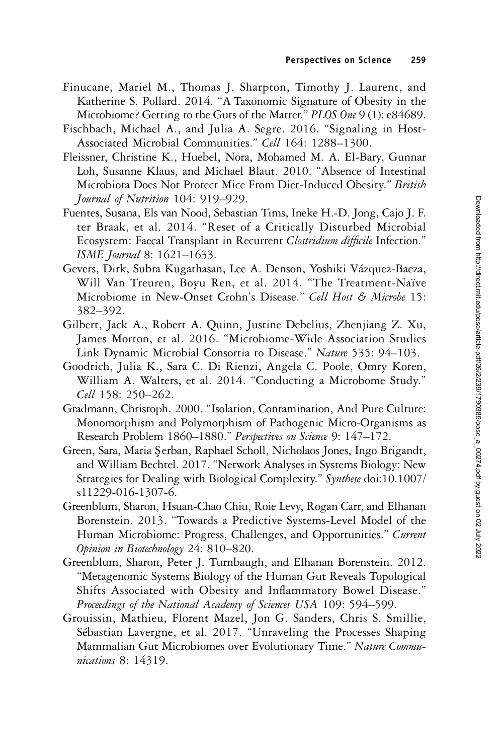Finucane, Mariel M., Thomas J. Sharpton, Timothy J. Laurent, and Katherine S. Pollard. 2014. "A Taxonomic Signature of Obesity in the Microbiome? Getting to the Guts of the Matter." *PLOS One* 9 (1): e84689.

Fischbach, Michael A., and Julia A. Segre. 2016. "Signaling in Host-Associated Microbial Communities." *Cell* 164: 1288–1300.

Fleissner, Christine K., Huebel, Nora, Mohamed M. A. El-Bary, Gunnar Loh, Susanne Klaus, and Michael Blaut. 2010. "Absence of Intestinal Microbiota Does Not Protect Mice From Diet-Induced Obesity." *British Journal of Nutrition* 104: 919–929.

Fuentes, Susana, Els van Nood, Sebastian Tims, Ineke H.-D. Jong, Cajo J. F. ter Braak, et al. 2014. "Reset of a Critically Disturbed Microbial Ecosystem: Faecal Transplant in Recurrent *Clostridium difficile* Infection." *ISME Journal* 8: 1621–1633.

Gevers, Dirk, Subra Kugathasan, Lee A. Denson, Yoshiki Vázquez-Baeza, Will Van Treuren, Boyu Ren, et al. 2014. "The Treatment-Naïve Microbiome in New-Onset Crohn's Disease." *Cell Host & Microbe* 15: 382–392.

Gilbert, Jack A., Robert A. Quinn, Justine Debelius, Zhenjiang Z. Xu, James Morton, et al. 2016. "Microbiome-Wide Association Studies Link Dynamic Microbial Consortia to Disease." *Nature* 535: 94–103.

Goodrich, Julia K., Sara C. Di Rienzi, Angela C. Poole, Omry Koren, William A. Walters, et al. 2014. "Conducting a Microbome Study." *Cell* 158: 250–262.

Gradmann, Christoph. 2000. "Isolation, Contamination, And Pure Culture: Monomorphism and Polymorphism of Pathogenic Micro-Organisms as Research Problem 1860–1880." *Perspectives on Science* 9: 147–172.

Green, Sara, Maria Şerban, Raphael Scholl, Nicholaos Jones, Ingo Brigandt, and William Bechtel. 2017. "Network Analyses in Systems Biology: New Strategies for Dealing with Biological Complexity." *Synthese* doi:10.1007/s11229-016-1307-6.

Greenblum, Sharon, Hsuan-Chao Chiu, Roie Levy, Rogan Carr, and Elhanan Borenstein. 2013. "Towards a Predictive Systems-Level Model of the Human Microbiome: Progress, Challenges, and Opportunities." *Current Opinion in Biotechnology* 24: 810–820.

Greenblum, Sharon, Peter J. Turnbaugh, and Elhanan Borenstein. 2012. "Metagenomic Systems Biology of the Human Gut Reveals Topological Shifts Associated with Obesity and Inflammatory Bowel Disease." *Proceedings of the National Academy of Sciences USA* 109: 594–599.

Grouissin, Mathieu, Florent Mazel, Jon G. Sanders, Chris S. Smillie, Sébastian Lavergne, et al. 2017. "Unraveling the Processes Shaping Mammalian Gut Microbiomes over Evolutionary Time." *Nature Communications* 8: 14319.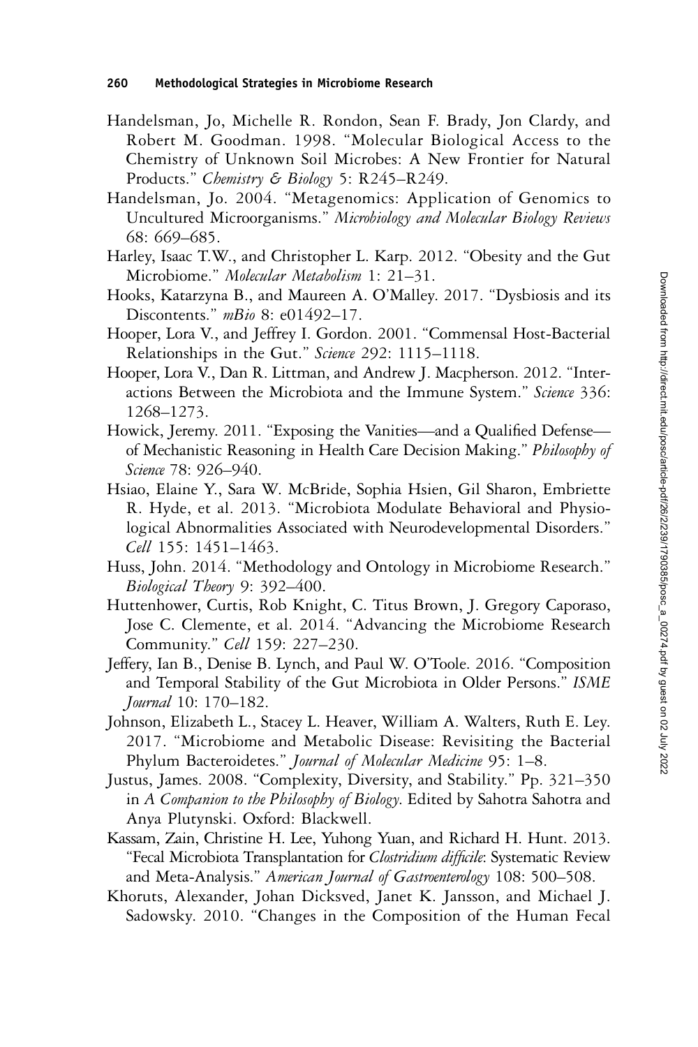Handelsman, Jo, Michelle R. Rondon, Sean F. Brady, Jon Clardy, and Robert M. Goodman. 1998. "Molecular Biological Access to the Chemistry of Unknown Soil Microbes: A New Frontier for Natural Products." *Chemistry & Biology* 5: R245–R249.

Handelsman, Jo. 2004. "Metagenomics: Application of Genomics to Uncultured Microorganisms." *Microbiology and Molecular Biology Reviews* 68: 669–685.

Harley, Isaac T.W., and Christopher L. Karp. 2012. "Obesity and the Gut Microbiome." *Molecular Metabolism* 1: 21–31.

Hooks, Katarzyna B., and Maureen A. O'Malley. 2017. "Dysbiosis and its Discontents." *mBio* 8: e01492–17.

Hooper, Lora V., and Jeffrey I. Gordon. 2001. "Commensal Host-Bacterial Relationships in the Gut." *Science* 292: 1115–1118.

Hooper, Lora V., Dan R. Littman, and Andrew J. Macpherson. 2012. "Interactions Between the Microbiota and the Immune System." *Science* 336: 1268–1273.

Howick, Jeremy. 2011. "Exposing the Vanities—and a Qualified Defense—of Mechanistic Reasoning in Health Care Decision Making." *Philosophy of Science* 78: 926–940.

Hsiao, Elaine Y., Sara W. McBride, Sophia Hsien, Gil Sharon, Embriette R. Hyde, et al. 2013. "Microbiota Modulate Behavioral and Physiological Abnormalities Associated with Neurodevelopmental Disorders." *Cell* 155: 1451–1463.

Huss, John. 2014. "Methodology and Ontology in Microbiome Research." *Biological Theory* 9: 392–400.

Huttenhower, Curtis, Rob Knight, C. Titus Brown, J. Gregory Caporaso, Jose C. Clemente, et al. 2014. "Advancing the Microbiome Research Community." *Cell* 159: 227–230.

Jeffery, Ian B., Denise B. Lynch, and Paul W. O'Toole. 2016. "Composition and Temporal Stability of the Gut Microbiota in Older Persons." *ISME Journal* 10: 170–182.

Johnson, Elizabeth L., Stacey L. Heaver, William A. Walters, Ruth E. Ley. 2017. "Microbiome and Metabolic Disease: Revisiting the Bacterial Phylum Bacteroidetes." *Journal of Molecular Medicine* 95: 1–8.

Justus, James. 2008. "Complexity, Diversity, and Stability." Pp. 321–350 in *A Companion to the Philosophy of Biology*. Edited by Sahotra Sahotra and Anya Plutynski. Oxford: Blackwell.

Kassam, Zain, Christine H. Lee, Yuhong Yuan, and Richard H. Hunt. 2013. "Fecal Microbiota Transplantation for *Clostridium difficile*: Systematic Review and Meta-Analysis." *American Journal of Gastroenterology* 108: 500–508.

Khoruts, Alexander, Johan Dicksved, Janet K. Jansson, and Michael J. Sadowsky. 2010. "Changes in the Composition of the Human Fecal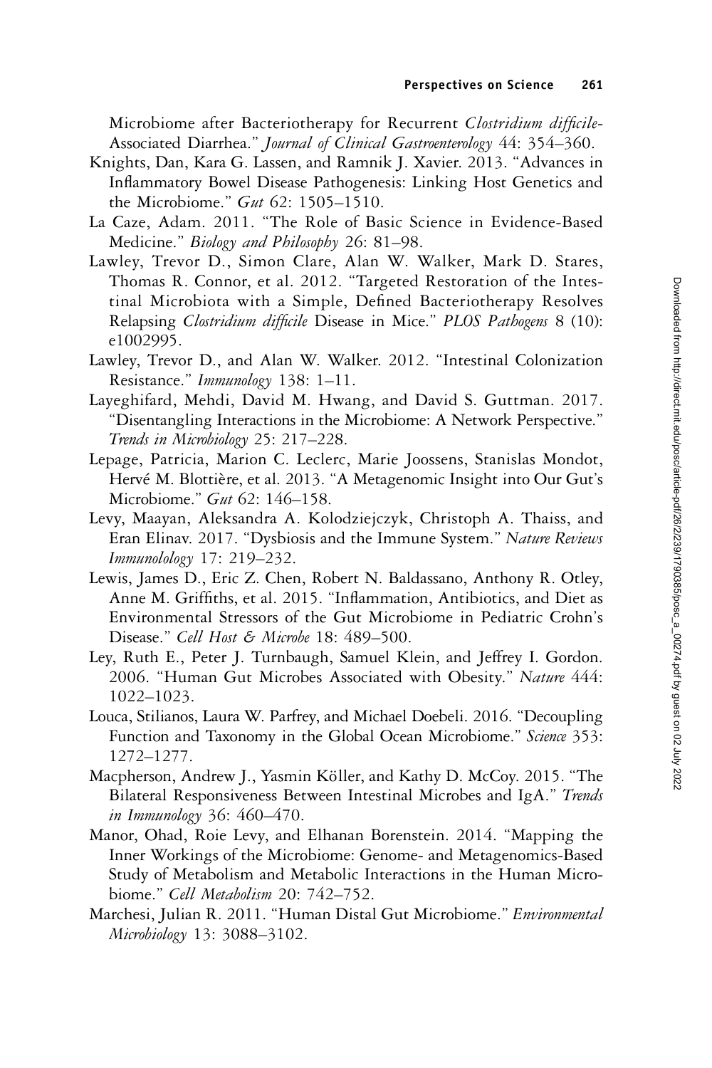Microbiome after Bacteriotherapy for Recurrent *Clostridium difficile*-Associated Diarrhea." *Journal of Clinical Gastroenterology* 44: 354–360.

Knights, Dan, Kara G. Lassen, and Ramnik J. Xavier. 2013. "Advances in Inflammatory Bowel Disease Pathogenesis: Linking Host Genetics and the Microbiome." *Gut* 62: 1505–1510.

La Caze, Adam. 2011. "The Role of Basic Science in Evidence-Based Medicine." *Biology and Philosophy* 26: 81–98.

Lawley, Trevor D., Simon Clare, Alan W. Walker, Mark D. Stares, Thomas R. Connor, et al. 2012. "Targeted Restoration of the Intestinal Microbiota with a Simple, Defined Bacteriotherapy Resolves Relapsing *Clostridium difficile* Disease in Mice." *PLOS Pathogens* 8 (10): e1002995.

Lawley, Trevor D., and Alan W. Walker. 2012. "Intestinal Colonization Resistance." *Immunology* 138: 1–11.

Layeghifard, Mehdi, David M. Hwang, and David S. Guttman. 2017. "Disentangling Interactions in the Microbiome: A Network Perspective." *Trends in Microbiology* 25: 217–228.

Lepage, Patricia, Marion C. Leclerc, Marie Joossens, Stanislas Mondot, Hervé M. Blottière, et al. 2013. "A Metagenomic Insight into Our Gut's Microbiome." *Gut* 62: 146–158.

Levy, Maayan, Aleksandra A. Kolodziejczyk, Christoph A. Thaiss, and Eran Elinav. 2017. "Dysbiosis and the Immune System." *Nature Reviews Immunolology* 17: 219–232.

Lewis, James D., Eric Z. Chen, Robert N. Baldassano, Anthony R. Otley, Anne M. Griffiths, et al. 2015. "Inflammation, Antibiotics, and Diet as Environmental Stressors of the Gut Microbiome in Pediatric Crohn's Disease." *Cell Host & Microbe* 18: 489–500.

Ley, Ruth E., Peter J. Turnbaugh, Samuel Klein, and Jeffrey I. Gordon. 2006. "Human Gut Microbes Associated with Obesity." *Nature* 444: 1022–1023.

Louca, Stilianos, Laura W. Parfrey, and Michael Doebeli. 2016. "Decoupling Function and Taxonomy in the Global Ocean Microbiome." *Science* 353: 1272–1277.

Macpherson, Andrew J., Yasmin Köller, and Kathy D. McCoy. 2015. "The Bilateral Responsiveness Between Intestinal Microbes and IgA." *Trends in Immunology* 36: 460–470.

Manor, Ohad, Roie Levy, and Elhanan Borenstein. 2014. "Mapping the Inner Workings of the Microbiome: Genome- and Metagenomics-Based Study of Metabolism and Metabolic Interactions in the Human Microbiome." *Cell Metabolism* 20: 742–752.

Marchesi, Julian R. 2011. "Human Distal Gut Microbiome." *Environmental Microbiology* 13: 3088–3102.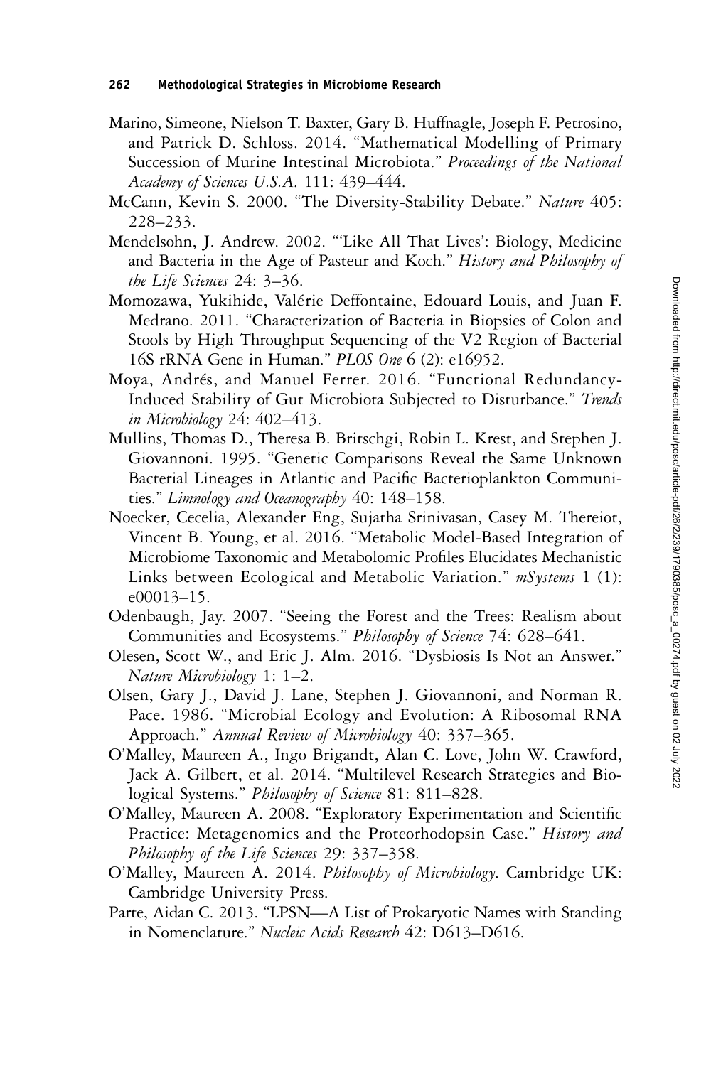Marino, Simeone, Nielson T. Baxter, Gary B. Huffnagle, Joseph F. Petrosino, and Patrick D. Schloss. 2014. "Mathematical Modelling of Primary Succession of Murine Intestinal Microbiota." *Proceedings of the National Academy of Sciences U.S.A.* 111: 439–444.

McCann, Kevin S. 2000. "The Diversity-Stability Debate." *Nature* 405: 228–233.

Mendelsohn, J. Andrew. 2002. "'Like All That Lives': Biology, Medicine and Bacteria in the Age of Pasteur and Koch." *History and Philosophy of the Life Sciences* 24: 3–36.

Momozawa, Yukihide, Valérie Deffontaine, Edouard Louis, and Juan F. Medrano. 2011. "Characterization of Bacteria in Biopsies of Colon and Stools by High Throughput Sequencing of the V2 Region of Bacterial 16S rRNA Gene in Human." *PLOS One* 6 (2): e16952.

Moya, Andrés, and Manuel Ferrer. 2016. "Functional Redundancy-Induced Stability of Gut Microbiota Subjected to Disturbance." *Trends in Microbiology* 24: 402–413.

Mullins, Thomas D., Theresa B. Britschgi, Robin L. Krest, and Stephen J. Giovannoni. 1995. "Genetic Comparisons Reveal the Same Unknown Bacterial Lineages in Atlantic and Pacific Bacterioplankton Communities." *Limnology and Oceanography* 40: 148–158.

Noecker, Cecelia, Alexander Eng, Sujatha Srinivasan, Casey M. Thereiot, Vincent B. Young, et al. 2016. "Metabolic Model-Based Integration of Microbiome Taxonomic and Metabolomic Profiles Elucidates Mechanistic Links between Ecological and Metabolic Variation." *mSystems* 1 (1): e00013–15.

Odenbaugh, Jay. 2007. "Seeing the Forest and the Trees: Realism about Communities and Ecosystems." *Philosophy of Science* 74: 628–641.

Olesen, Scott W., and Eric J. Alm. 2016. "Dysbiosis Is Not an Answer." *Nature Microbiology* 1: 1–2.

Olsen, Gary J., David J. Lane, Stephen J. Giovannoni, and Norman R. Pace. 1986. "Microbial Ecology and Evolution: A Ribosomal RNA Approach." *Annual Review of Microbiology* 40: 337–365.

O'Malley, Maureen A., Ingo Brigandt, Alan C. Love, John W. Crawford, Jack A. Gilbert, et al. 2014. "Multilevel Research Strategies and Biological Systems." *Philosophy of Science* 81: 811–828.

O'Malley, Maureen A. 2008. "Exploratory Experimentation and Scientific Practice: Metagenomics and the Proteorhodopsin Case." *History and Philosophy of the Life Sciences* 29: 337–358.

O'Malley, Maureen A. 2014. *Philosophy of Microbiology*. Cambridge UK: Cambridge University Press.

Parte, Aidan C. 2013. "LPSN—A List of Prokaryotic Names with Standing in Nomenclature." *Nucleic Acids Research* 42: D613–D616.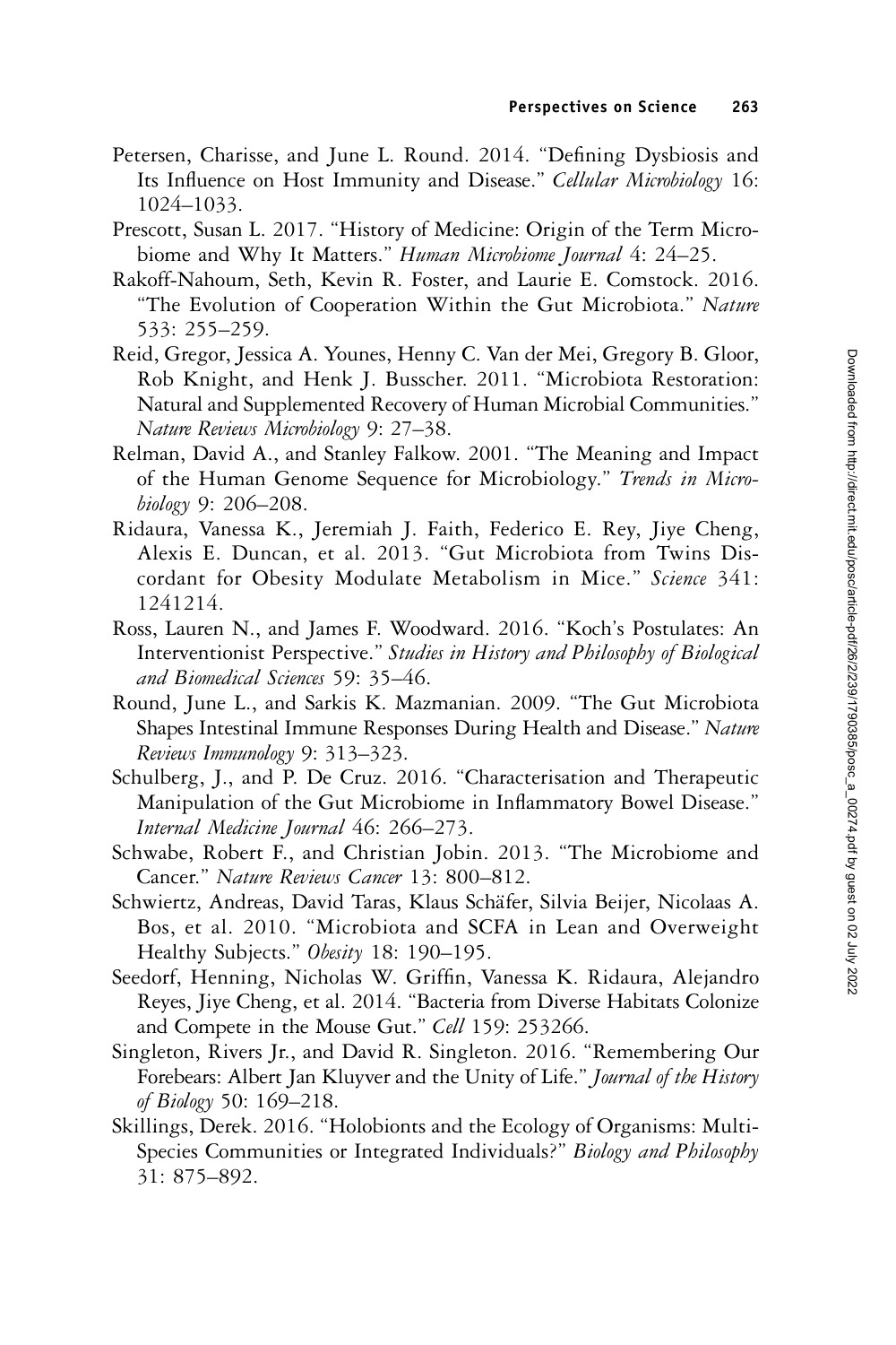Petersen, Charisse, and June L. Round. 2014. "Defining Dysbiosis and Its Influence on Host Immunity and Disease." *Cellular Microbiology* 16: 1024–1033.

Prescott, Susan L. 2017. "History of Medicine: Origin of the Term Microbiome and Why It Matters." *Human Microbiome Journal* 4: 24–25.

Rakoff-Nahoum, Seth, Kevin R. Foster, and Laurie E. Comstock. 2016. "The Evolution of Cooperation Within the Gut Microbiota." *Nature* 533: 255–259.

Reid, Gregor, Jessica A. Younes, Henny C. Van der Mei, Gregory B. Gloor, Rob Knight, and Henk J. Busscher. 2011. "Microbiota Restoration: Natural and Supplemented Recovery of Human Microbial Communities." *Nature Reviews Microbiology* 9: 27–38.

Relman, David A., and Stanley Falkow. 2001. "The Meaning and Impact of the Human Genome Sequence for Microbiology." *Trends in Microbiology* 9: 206–208.

Ridaura, Vanessa K., Jeremiah J. Faith, Federico E. Rey, Jiye Cheng, Alexis E. Duncan, et al. 2013. "Gut Microbiota from Twins Discordant for Obesity Modulate Metabolism in Mice." *Science* 341: 1241214.

Ross, Lauren N., and James F. Woodward. 2016. "Koch's Postulates: An Interventionist Perspective." *Studies in History and Philosophy of Biological and Biomedical Sciences* 59: 35–46.

Round, June L., and Sarkis K. Mazmanian. 2009. "The Gut Microbiota Shapes Intestinal Immune Responses During Health and Disease." *Nature Reviews Immunology* 9: 313–323.

Schulberg, J., and P. De Cruz. 2016. "Characterisation and Therapeutic Manipulation of the Gut Microbiome in Inflammatory Bowel Disease." *Internal Medicine Journal* 46: 266–273.

Schwabe, Robert F., and Christian Jobin. 2013. "The Microbiome and Cancer." *Nature Reviews Cancer* 13: 800–812.

Schwiertz, Andreas, David Taras, Klaus Schäfer, Silvia Beijer, Nicolaas A. Bos, et al. 2010. "Microbiota and SCFA in Lean and Overweight Healthy Subjects." *Obesity* 18: 190–195.

Seedorf, Henning, Nicholas W. Griffin, Vanessa K. Ridaura, Alejandro Reyes, Jiye Cheng, et al. 2014. "Bacteria from Diverse Habitats Colonize and Compete in the Mouse Gut." *Cell* 159: 253266.

Singleton, Rivers Jr., and David R. Singleton. 2016. "Remembering Our Forebears: Albert Jan Kluyver and the Unity of Life." *Journal of the History of Biology* 50: 169–218.

Skillings, Derek. 2016. "Holobionts and the Ecology of Organisms: Multi-Species Communities or Integrated Individuals?" *Biology and Philosophy* 31: 875–892.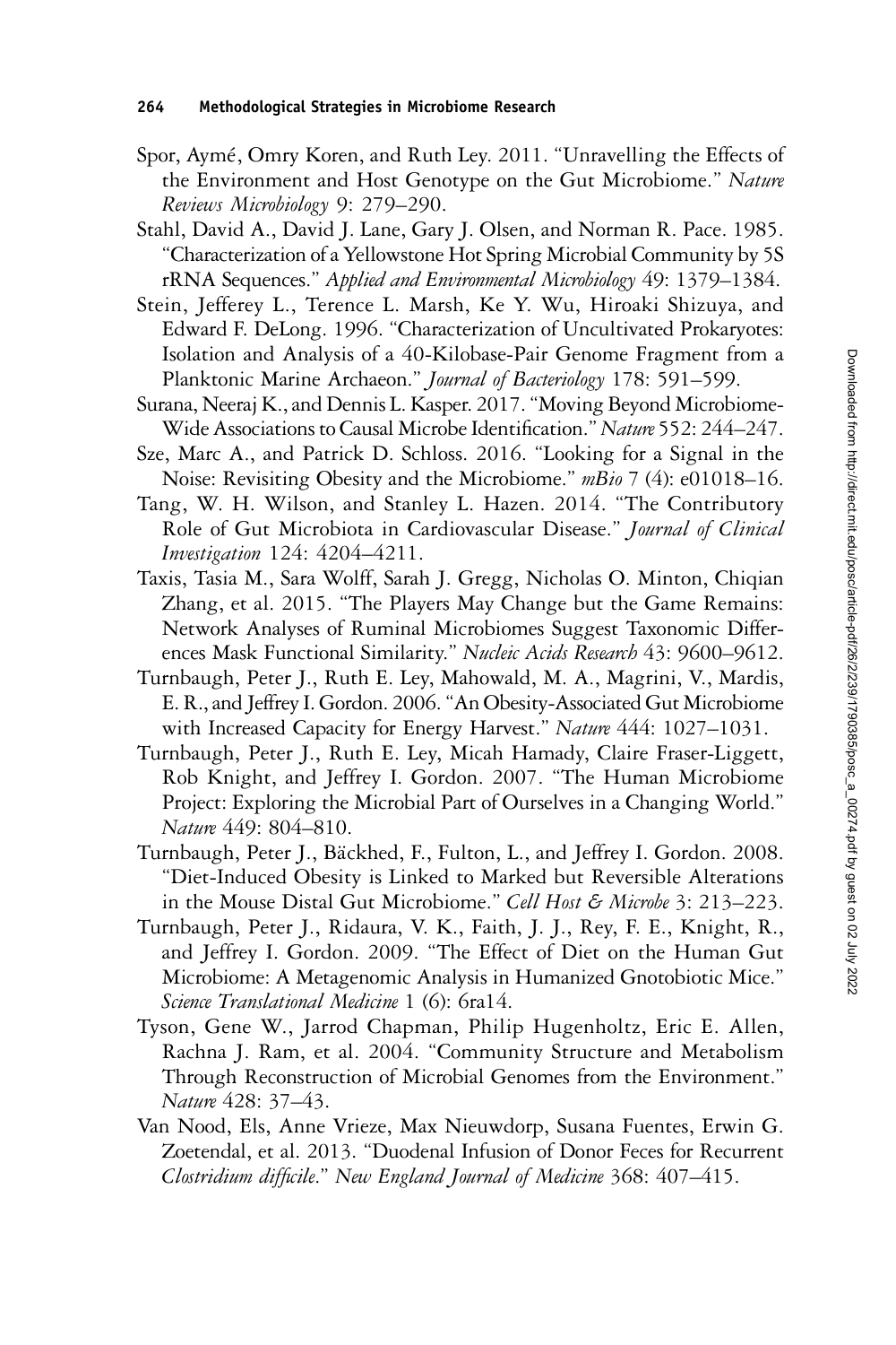Spor, Aymé, Omry Koren, and Ruth Ley. 2011. "Unravelling the Effects of the Environment and Host Genotype on the Gut Microbiome." *Nature Reviews Microbiology* 9: 279–290.

Stahl, David A., David J. Lane, Gary J. Olsen, and Norman R. Pace. 1985. "Characterization of a Yellowstone Hot Spring Microbial Community by 5S rRNA Sequences." *Applied and Environmental Microbiology* 49: 1379–1384.

Stein, Jefferey L., Terence L. Marsh, Ke Y. Wu, Hiroaki Shizuya, and Edward F. DeLong. 1996. "Characterization of Uncultivated Prokaryotes: Isolation and Analysis of a 40-Kilobase-Pair Genome Fragment from a Planktonic Marine Archaeon." *Journal of Bacteriology* 178: 591–599.

Surana, Neeraj K., and Dennis L. Kasper. 2017. "Moving Beyond Microbiome-Wide Associations to Causal Microbe Identification." *Nature* 552: 244–247.

Sze, Marc A., and Patrick D. Schloss. 2016. "Looking for a Signal in the Noise: Revisiting Obesity and the Microbiome." *mBio* 7 (4): e01018–16.

Tang, W. H. Wilson, and Stanley L. Hazen. 2014. "The Contributory Role of Gut Microbiota in Cardiovascular Disease." *Journal of Clinical Investigation* 124: 4204–4211.

Taxis, Tasia M., Sara Wolff, Sarah J. Gregg, Nicholas O. Minton, Chiqian Zhang, et al. 2015. "The Players May Change but the Game Remains: Network Analyses of Ruminal Microbiomes Suggest Taxonomic Differences Mask Functional Similarity." *Nucleic Acids Research* 43: 9600–9612.

Turnbaugh, Peter J., Ruth E. Ley, Mahowald, M. A., Magrini, V., Mardis, E. R., and Jeffrey I. Gordon. 2006. "An Obesity-Associated Gut Microbiome with Increased Capacity for Energy Harvest." *Nature* 444: 1027–1031.

Turnbaugh, Peter J., Ruth E. Ley, Micah Hamady, Claire Fraser-Liggett, Rob Knight, and Jeffrey I. Gordon. 2007. "The Human Microbiome Project: Exploring the Microbial Part of Ourselves in a Changing World." *Nature* 449: 804–810.

Turnbaugh, Peter J., Bäckhed, F., Fulton, L., and Jeffrey I. Gordon. 2008. "Diet-Induced Obesity is Linked to Marked but Reversible Alterations in the Mouse Distal Gut Microbiome." *Cell Host & Microbe* 3: 213–223.

Turnbaugh, Peter J., Ridaura, V. K., Faith, J. J., Rey, F. E., Knight, R., and Jeffrey I. Gordon. 2009. "The Effect of Diet on the Human Gut Microbiome: A Metagenomic Analysis in Humanized Gnotobiotic Mice." *Science Translational Medicine* 1 (6): 6ra14.

Tyson, Gene W., Jarrod Chapman, Philip Hugenholtz, Eric E. Allen, Rachna J. Ram, et al. 2004. "Community Structure and Metabolism Through Reconstruction of Microbial Genomes from the Environment." *Nature* 428: 37–43.

Van Nood, Els, Anne Vrieze, Max Nieuwdorp, Susana Fuentes, Erwin G. Zoetendal, et al. 2013. "Duodenal Infusion of Donor Feces for Recurrent *Clostridium difficile*." *New England Journal of Medicine* 368: 407–415.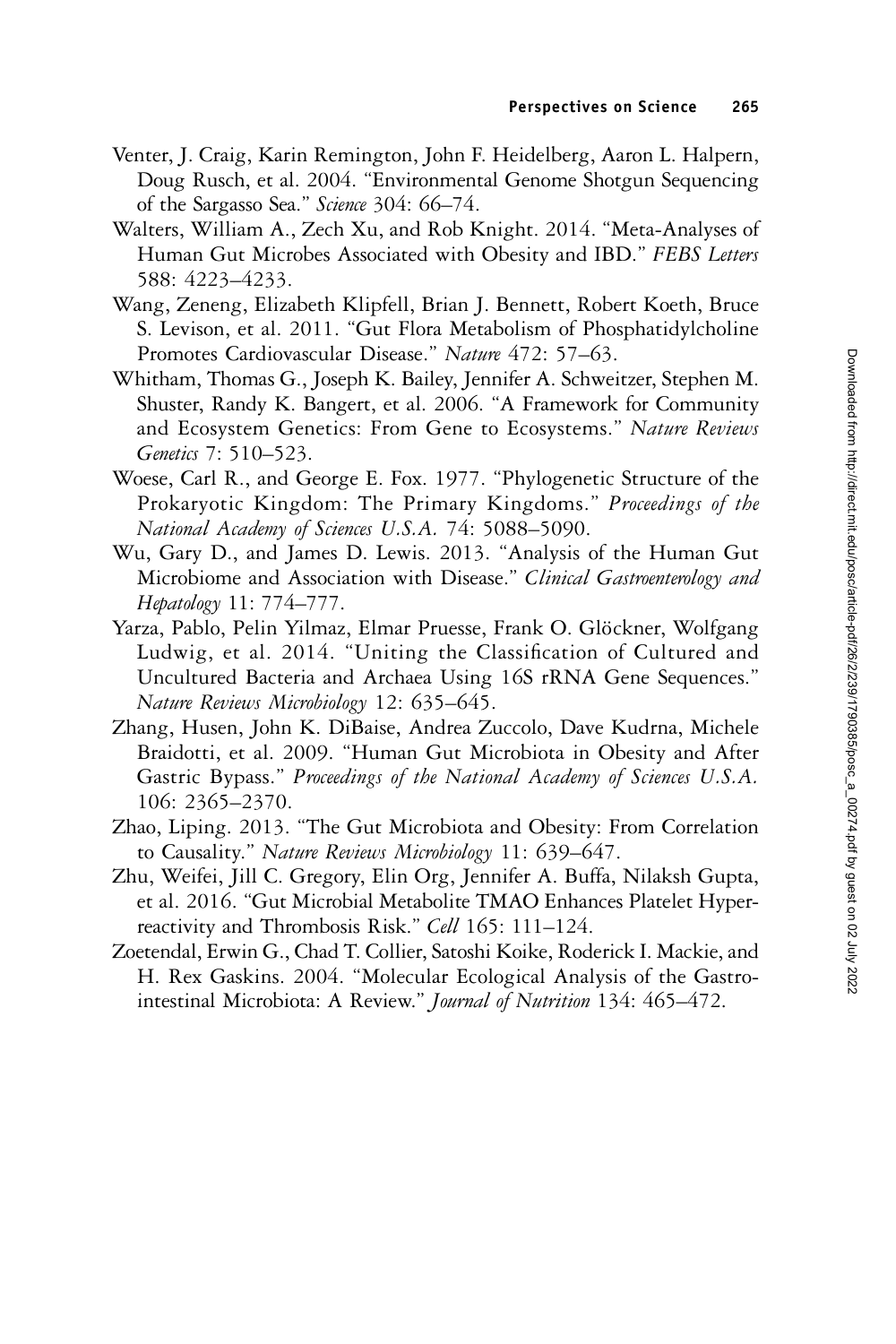Venter, J. Craig, Karin Remington, John F. Heidelberg, Aaron L. Halpern, Doug Rusch, et al. 2004. "Environmental Genome Shotgun Sequencing of the Sargasso Sea." *Science* 304: 66–74.

Walters, William A., Zech Xu, and Rob Knight. 2014. "Meta-Analyses of Human Gut Microbes Associated with Obesity and IBD." *FEBS Letters* 588: 4223–4233.

Wang, Zeneng, Elizabeth Klipfell, Brian J. Bennett, Robert Koeth, Bruce S. Levison, et al. 2011. "Gut Flora Metabolism of Phosphatidylcholine Promotes Cardiovascular Disease." *Nature* 472: 57–63.

Whitham, Thomas G., Joseph K. Bailey, Jennifer A. Schweitzer, Stephen M. Shuster, Randy K. Bangert, et al. 2006. "A Framework for Community and Ecosystem Genetics: From Gene to Ecosystems." *Nature Reviews Genetics* 7: 510–523.

Woese, Carl R., and George E. Fox. 1977. "Phylogenetic Structure of the Prokaryotic Kingdom: The Primary Kingdoms." *Proceedings of the National Academy of Sciences U.S.A.* 74: 5088–5090.

Wu, Gary D., and James D. Lewis. 2013. "Analysis of the Human Gut Microbiome and Association with Disease." *Clinical Gastroenterology and Hepatology* 11: 774–777.

Yarza, Pablo, Pelin Yilmaz, Elmar Pruesse, Frank O. Glöckner, Wolfgang Ludwig, et al. 2014. "Uniting the Classification of Cultured and Uncultured Bacteria and Archaea Using 16S rRNA Gene Sequences." *Nature Reviews Microbiology* 12: 635–645.

Zhang, Husen, John K. DiBaise, Andrea Zuccolo, Dave Kudrna, Michele Braidotti, et al. 2009. "Human Gut Microbiota in Obesity and After Gastric Bypass." *Proceedings of the National Academy of Sciences U.S.A.* 106: 2365–2370.

Zhao, Liping. 2013. "The Gut Microbiota and Obesity: From Correlation to Causality." *Nature Reviews Microbiology* 11: 639–647.

Zhu, Weifei, Jill C. Gregory, Elin Org, Jennifer A. Buffa, Nilaksh Gupta, et al. 2016. "Gut Microbial Metabolite TMAO Enhances Platelet Hyperreactivity and Thrombosis Risk." *Cell* 165: 111–124.

Zoetendal, Erwin G., Chad T. Collier, Satoshi Koike, Roderick I. Mackie, and H. Rex Gaskins. 2004. "Molecular Ecological Analysis of the Gastrointestinal Microbiota: A Review." *Journal of Nutrition* 134: 465–472.